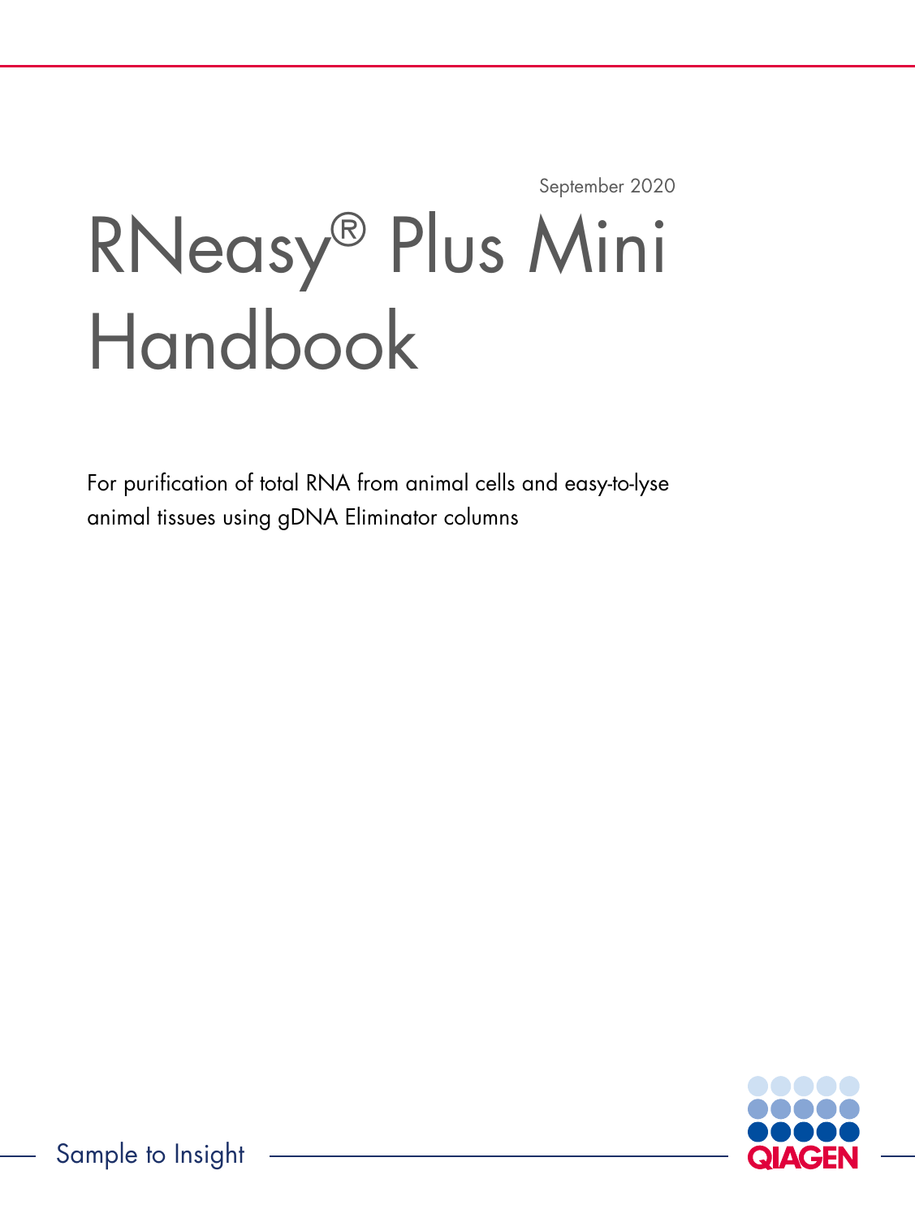September 2020

# RNeasy® Plus Mini Handbook

For purification of total RNA from animal cells and easy-to-lyse animal tissues using gDNA Eliminator columns

Sample to Insight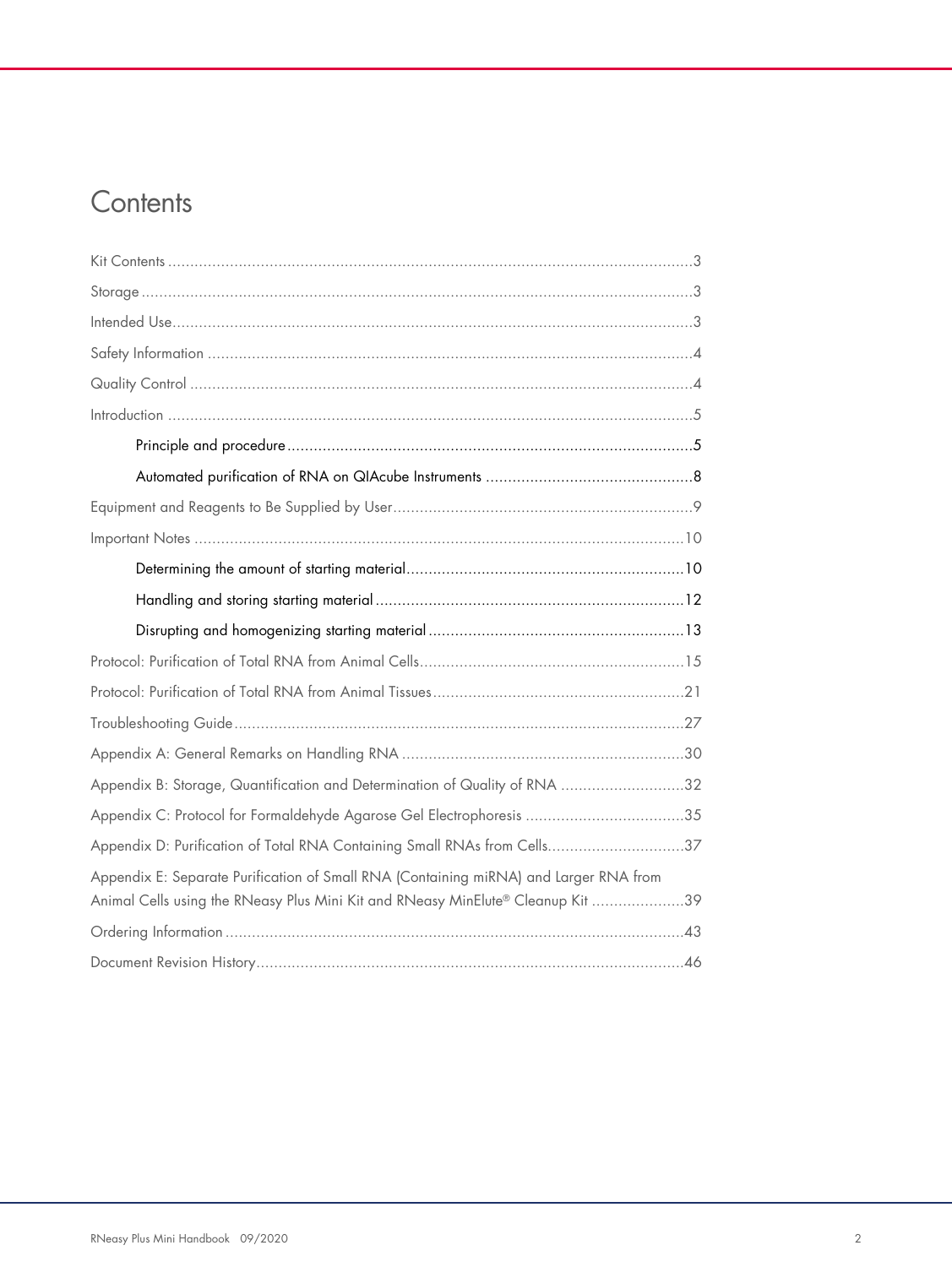# Contents

Kit Contents ..... 3

Storage ..... 3

Intended Use ..... 3

Safety Information ..... 4

Quality Control ..... 4

Introduction ..... 5

- Principle and procedure ..... 5
- Automated purification of RNA on QIAcube Instruments ..... 8

Equipment and Reagents to Be Supplied by User ..... 9

Important Notes ..... 10

- Determining the amount of starting material ..... 10
- Handling and storing starting material ..... 12
- Disrupting and homogenizing starting material ..... 13

Protocol: Purification of Total RNA from Animal Cells ..... 15

Protocol: Purification of Total RNA from Animal Tissues ..... 21

Troubleshooting Guide ..... 27

Appendix A: General Remarks on Handling RNA ..... 30

Appendix B: Storage, Quantification and Determination of Quality of RNA ..... 32

Appendix C: Protocol for Formaldehyde Agarose Gel Electrophoresis ..... 35

Appendix D: Purification of Total RNA Containing Small RNAs from Cells ..... 37

Appendix E: Separate Purification of Small RNA (Containing miRNA) and Larger RNA from Animal Cells using the RNeasy Plus Mini Kit and RNeasy MinElute® Cleanup Kit ..... 39

Ordering Information ..... 43

Document Revision History ..... 46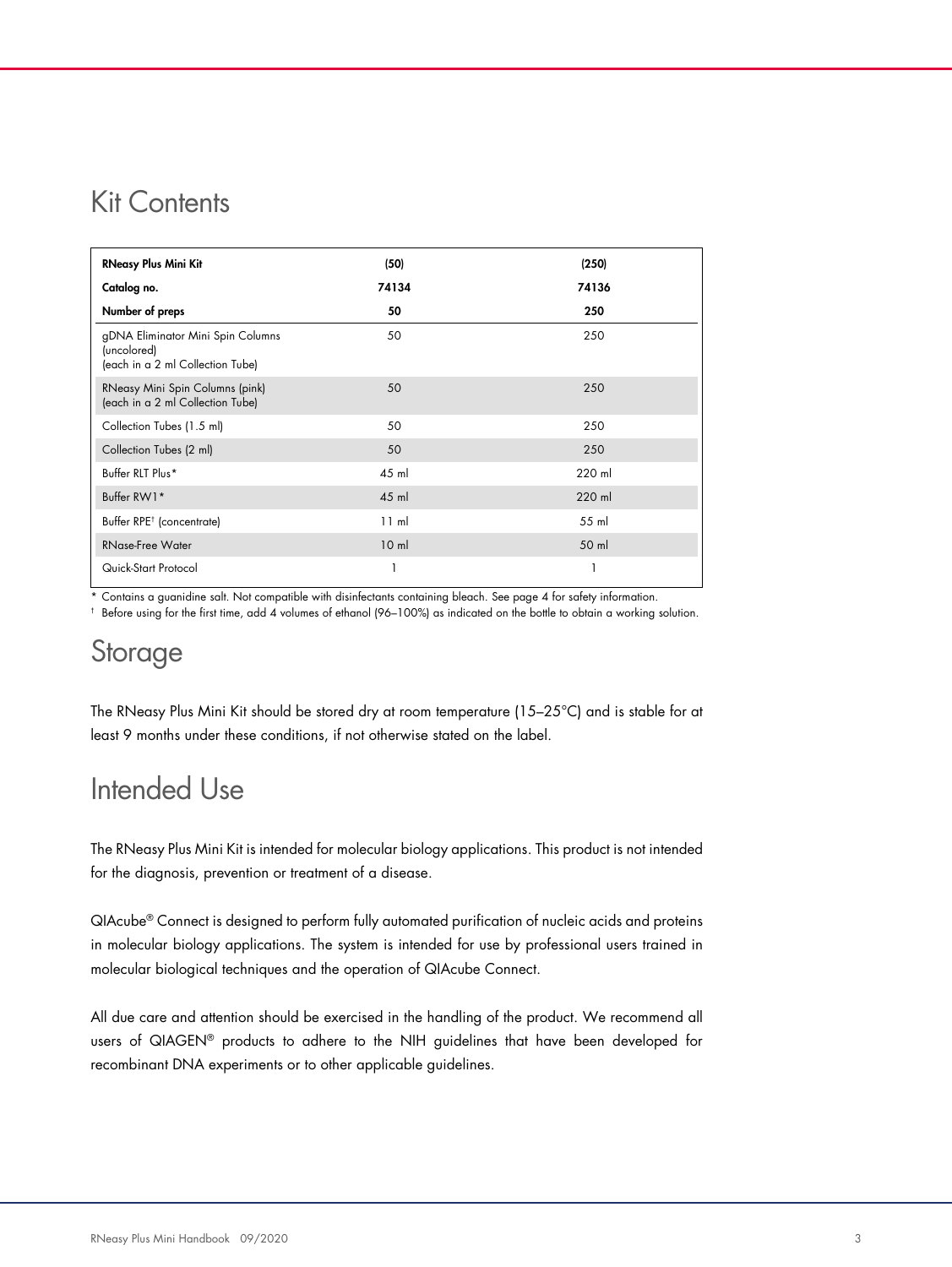## Kit Contents

| RNeasy Plus Mini Kit | (50) | (250) |
|---|---|---|
| **Catalog no.** | **74134** | **74136** |
| **Number of preps** | **50** | **250** |
| gDNA Eliminator Mini Spin Columns (uncolored) (each in a 2 ml Collection Tube) | 50 | 250 |
| RNeasy Mini Spin Columns (pink) (each in a 2 ml Collection Tube) | 50 | 250 |
| Collection Tubes (1.5 ml) | 50 | 250 |
| Collection Tubes (2 ml) | 50 | 250 |
| Buffer RLT Plus* | 45 ml | 220 ml |
| Buffer RW1* | 45 ml | 220 ml |
| Buffer RPE† (concentrate) | 11 ml | 55 ml |
| RNase-Free Water | 10 ml | 50 ml |
| Quick-Start Protocol | 1 | 1 |

\* Contains a guanidine salt. Not compatible with disinfectants containing bleach. See page 4 for safety information.

† Before using for the first time, add 4 volumes of ethanol (96–100%) as indicated on the bottle to obtain a working solution.

## Storage

The RNeasy Plus Mini Kit should be stored dry at room temperature (15–25°C) and is stable for at least 9 months under these conditions, if not otherwise stated on the label.

## Intended Use

The RNeasy Plus Mini Kit is intended for molecular biology applications. This product is not intended for the diagnosis, prevention or treatment of a disease.

QIAcube® Connect is designed to perform fully automated purification of nucleic acids and proteins in molecular biology applications. The system is intended for use by professional users trained in molecular biological techniques and the operation of QIAcube Connect.

All due care and attention should be exercised in the handling of the product. We recommend all users of QIAGEN® products to adhere to the NIH guidelines that have been developed for recombinant DNA experiments or to other applicable guidelines.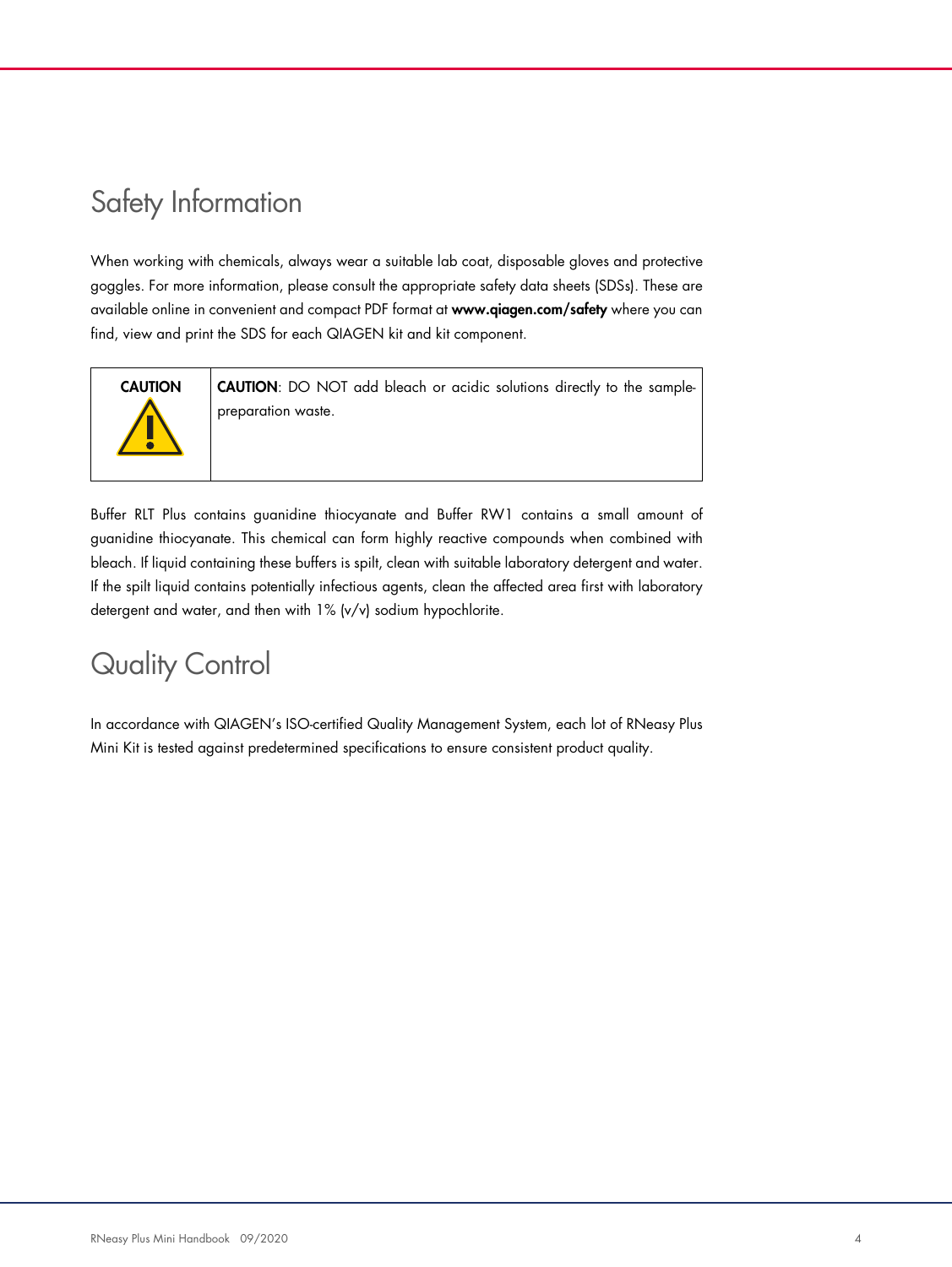# Safety Information

When working with chemicals, always wear a suitable lab coat, disposable gloves and protective goggles. For more information, please consult the appropriate safety data sheets (SDSs). These are available online in convenient and compact PDF format at **www.qiagen.com/safety** where you can find, view and print the SDS for each QIAGEN kit and kit component.

| **CAUTION** | **CAUTION**: DO NOT add bleach or acidic solutions directly to the sample-preparation waste. |
| --- | --- |

Buffer RLT Plus contains guanidine thiocyanate and Buffer RW1 contains a small amount of guanidine thiocyanate. This chemical can form highly reactive compounds when combined with bleach. If liquid containing these buffers is spilt, clean with suitable laboratory detergent and water. If the spilt liquid contains potentially infectious agents, clean the affected area first with laboratory detergent and water, and then with 1% (v/v) sodium hypochlorite.

# Quality Control

In accordance with QIAGEN's ISO-certified Quality Management System, each lot of RNeasy Plus Mini Kit is tested against predetermined specifications to ensure consistent product quality.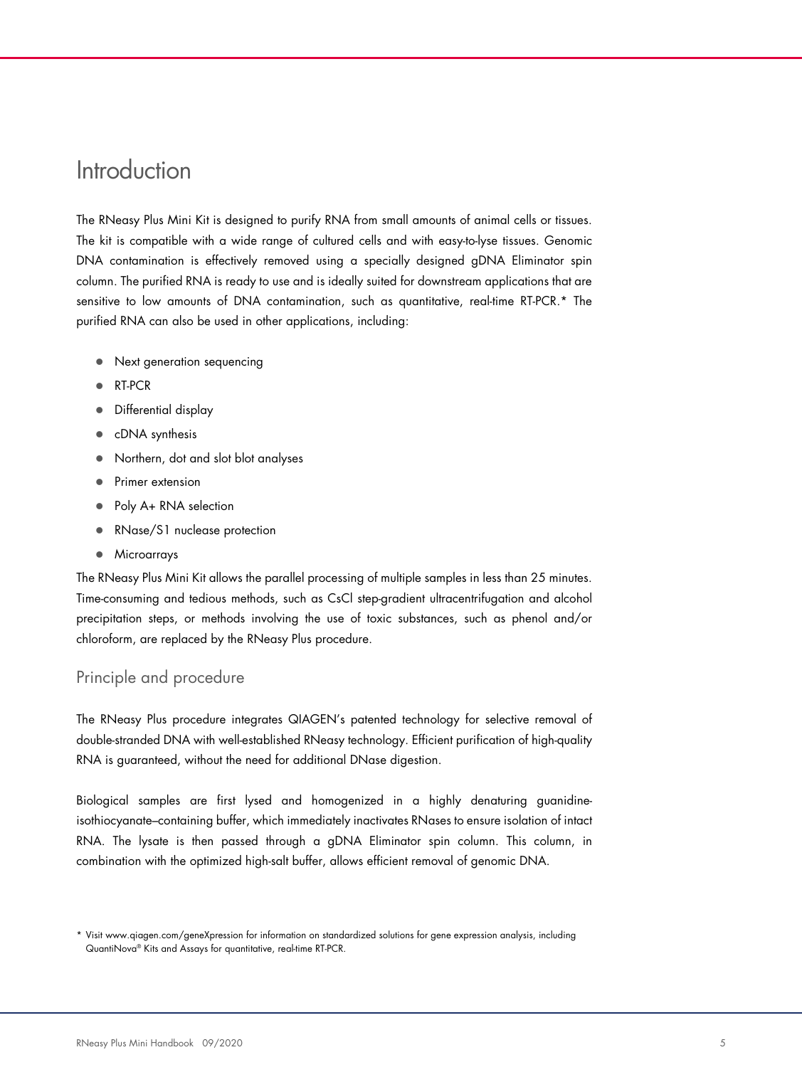# Introduction

The RNeasy Plus Mini Kit is designed to purify RNA from small amounts of animal cells or tissues. The kit is compatible with a wide range of cultured cells and with easy-to-lyse tissues. Genomic DNA contamination is effectively removed using a specially designed gDNA Eliminator spin column. The purified RNA is ready to use and is ideally suited for downstream applications that are sensitive to low amounts of DNA contamination, such as quantitative, real-time RT-PCR.* The purified RNA can also be used in other applications, including:

- Next generation sequencing
- RT-PCR
- Differential display
- cDNA synthesis
- Northern, dot and slot blot analyses
- Primer extension
- Poly A+ RNA selection
- RNase/S1 nuclease protection
- Microarrays

The RNeasy Plus Mini Kit allows the parallel processing of multiple samples in less than 25 minutes. Time-consuming and tedious methods, such as CsCl step-gradient ultracentrifugation and alcohol precipitation steps, or methods involving the use of toxic substances, such as phenol and/or chloroform, are replaced by the RNeasy Plus procedure.

## Principle and procedure

The RNeasy Plus procedure integrates QIAGEN's patented technology for selective removal of double-stranded DNA with well-established RNeasy technology. Efficient purification of high-quality RNA is guaranteed, without the need for additional DNase digestion.

Biological samples are first lysed and homogenized in a highly denaturing guanidine-isothiocyanate–containing buffer, which immediately inactivates RNases to ensure isolation of intact RNA. The lysate is then passed through a gDNA Eliminator spin column. This column, in combination with the optimized high-salt buffer, allows efficient removal of genomic DNA.

* Visit www.qiagen.com/geneXpression for information on standardized solutions for gene expression analysis, including QuantiNova® Kits and Assays for quantitative, real-time RT-PCR.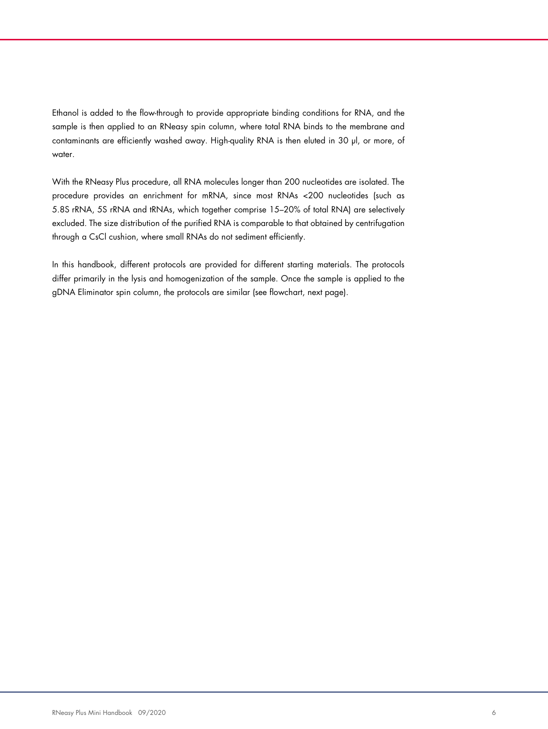Ethanol is added to the flow-through to provide appropriate binding conditions for RNA, and the sample is then applied to an RNeasy spin column, where total RNA binds to the membrane and contaminants are efficiently washed away. High-quality RNA is then eluted in 30 µl, or more, of water.

With the RNeasy Plus procedure, all RNA molecules longer than 200 nucleotides are isolated. The procedure provides an enrichment for mRNA, since most RNAs <200 nucleotides (such as 5.8S rRNA, 5S rRNA and tRNAs, which together comprise 15–20% of total RNA) are selectively excluded. The size distribution of the purified RNA is comparable to that obtained by centrifugation through a CsCl cushion, where small RNAs do not sediment efficiently.

In this handbook, different protocols are provided for different starting materials. The protocols differ primarily in the lysis and homogenization of the sample. Once the sample is applied to the gDNA Eliminator spin column, the protocols are similar (see flowchart, next page).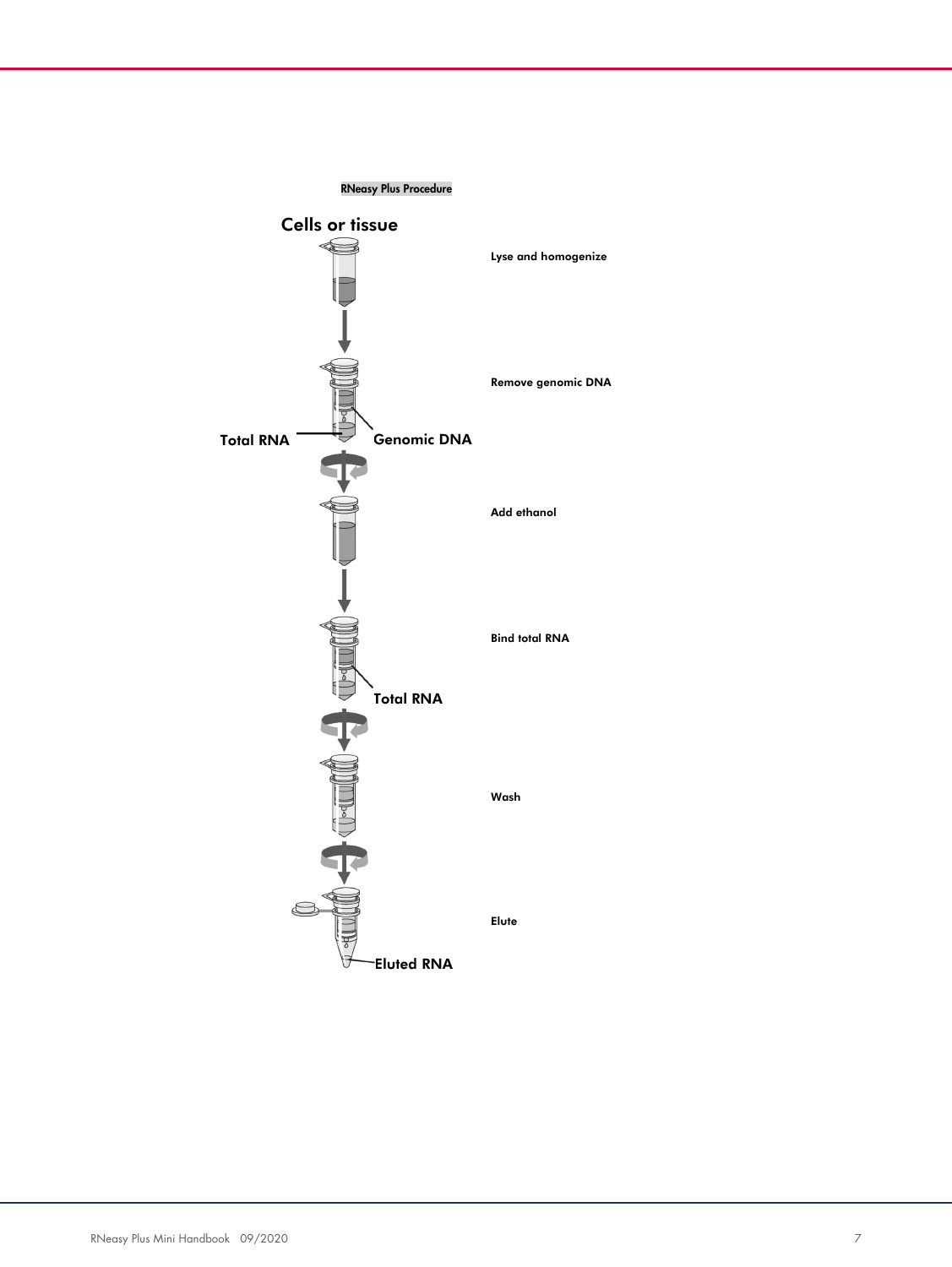RNeasy Plus Procedure

Cells or tissue

Lyse and homogenize

Remove genomic DNA

Total RNA

Genomic DNA

Add ethanol

Bind total RNA

Total RNA

Wash

Elute

Eluted RNA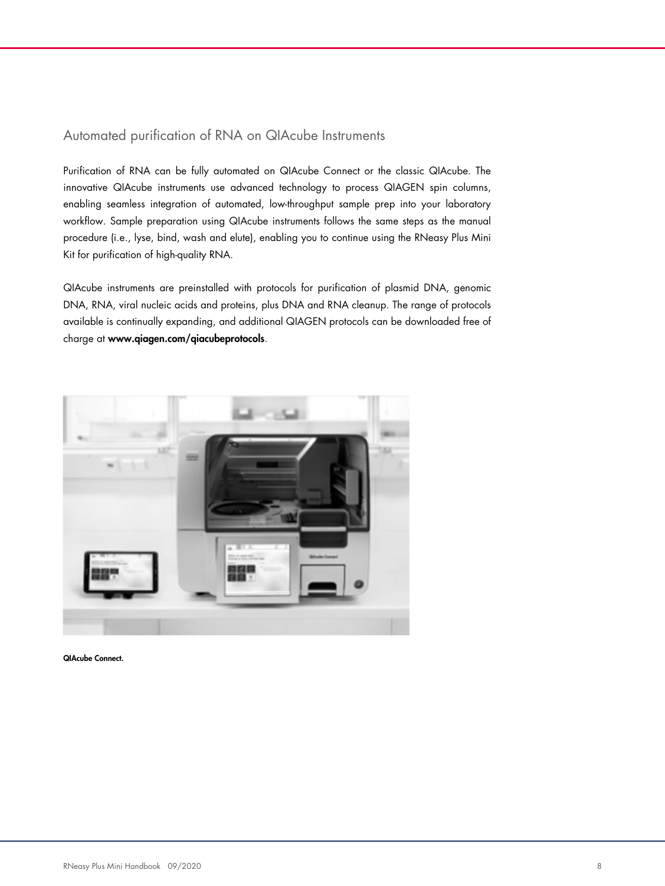## Automated purification of RNA on QIAcube Instruments

Purification of RNA can be fully automated on QIAcube Connect or the classic QIAcube. The innovative QIAcube instruments use advanced technology to process QIAGEN spin columns, enabling seamless integration of automated, low-throughput sample prep into your laboratory workflow. Sample preparation using QIAcube instruments follows the same steps as the manual procedure (i.e., lyse, bind, wash and elute), enabling you to continue using the RNeasy Plus Mini Kit for purification of high-quality RNA.

QIAcube instruments are preinstalled with protocols for purification of plasmid DNA, genomic DNA, RNA, viral nucleic acids and proteins, plus DNA and RNA cleanup. The range of protocols available is continually expanding, and additional QIAGEN protocols can be downloaded free of charge at **www.qiagen.com/qiacubeprotocols**.

**QIAcube Connect.**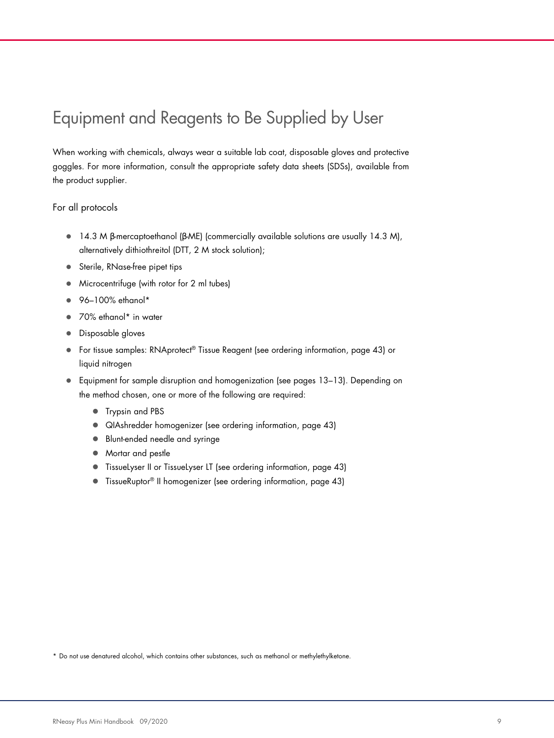# Equipment and Reagents to Be Supplied by User

When working with chemicals, always wear a suitable lab coat, disposable gloves and protective goggles. For more information, consult the appropriate safety data sheets (SDSs), available from the product supplier.

For all protocols

- 14.3 M β-mercaptoethanol (β-ME) (commercially available solutions are usually 14.3 M), alternatively dithiothreitol (DTT, 2 M stock solution);
- Sterile, RNase-free pipet tips
- Microcentrifuge (with rotor for 2 ml tubes)
- 96–100% ethanol*
- 70% ethanol* in water
- Disposable gloves
- For tissue samples: RNAprotect® Tissue Reagent (see ordering information, page 43) or liquid nitrogen
- Equipment for sample disruption and homogenization (see pages 13–13). Depending on the method chosen, one or more of the following are required:
  - Trypsin and PBS
  - QIAshredder homogenizer (see ordering information, page 43)
  - Blunt-ended needle and syringe
  - Mortar and pestle
  - TissueLyser II or TissueLyser LT (see ordering information, page 43)
  - TissueRuptor® II homogenizer (see ordering information, page 43)

* Do not use denatured alcohol, which contains other substances, such as methanol or methylethylketone.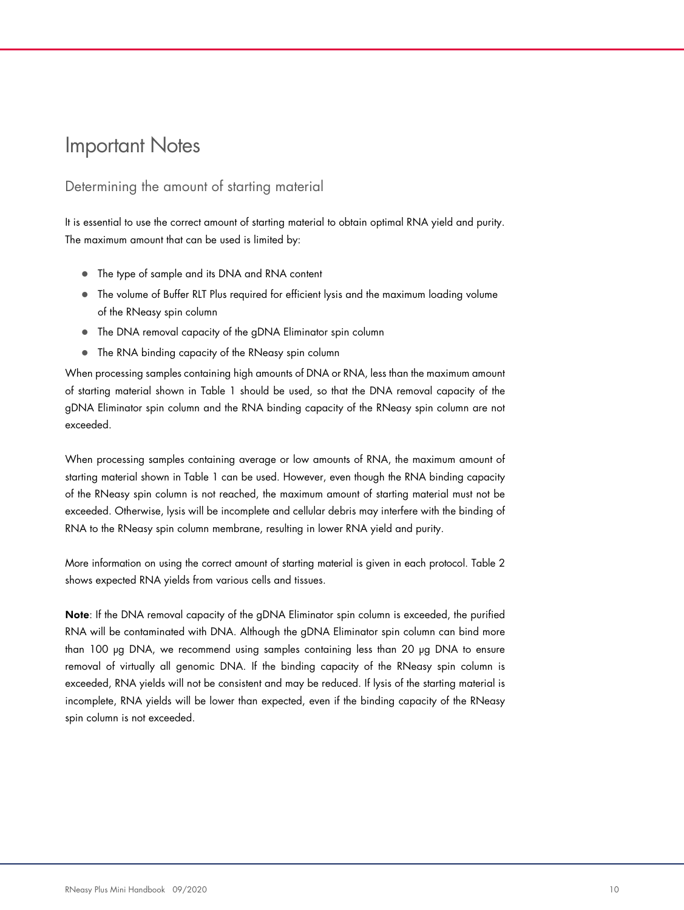# Important Notes

## Determining the amount of starting material

It is essential to use the correct amount of starting material to obtain optimal RNA yield and purity. The maximum amount that can be used is limited by:

- The type of sample and its DNA and RNA content
- The volume of Buffer RLT Plus required for efficient lysis and the maximum loading volume of the RNeasy spin column
- The DNA removal capacity of the gDNA Eliminator spin column
- The RNA binding capacity of the RNeasy spin column

When processing samples containing high amounts of DNA or RNA, less than the maximum amount of starting material shown in Table 1 should be used, so that the DNA removal capacity of the gDNA Eliminator spin column and the RNA binding capacity of the RNeasy spin column are not exceeded.

When processing samples containing average or low amounts of RNA, the maximum amount of starting material shown in Table 1 can be used. However, even though the RNA binding capacity of the RNeasy spin column is not reached, the maximum amount of starting material must not be exceeded. Otherwise, lysis will be incomplete and cellular debris may interfere with the binding of RNA to the RNeasy spin column membrane, resulting in lower RNA yield and purity.

More information on using the correct amount of starting material is given in each protocol. Table 2 shows expected RNA yields from various cells and tissues.

**Note**: If the DNA removal capacity of the gDNA Eliminator spin column is exceeded, the purified RNA will be contaminated with DNA. Although the gDNA Eliminator spin column can bind more than 100 µg DNA, we recommend using samples containing less than 20 µg DNA to ensure removal of virtually all genomic DNA. If the binding capacity of the RNeasy spin column is exceeded, RNA yields will not be consistent and may be reduced. If lysis of the starting material is incomplete, RNA yields will be lower than expected, even if the binding capacity of the RNeasy spin column is not exceeded.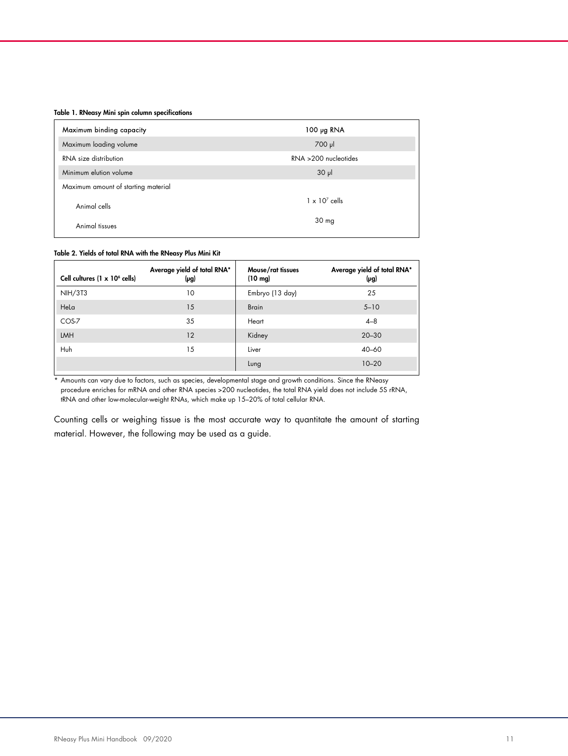**Table 1. RNeasy Mini spin column specifications**

| | |
|---|---|
| Maximum binding capacity | 100 µg RNA |
| Maximum loading volume | 700 µl |
| RNA size distribution | RNA >200 nucleotides |
| Minimum elution volume | 30 µl |
| Maximum amount of starting material | |
| Animal cells | $1 \times 10^7$ cells |
| Animal tissues | 30 mg |

**Table 2. Yields of total RNA with the RNeasy Plus Mini Kit**

| Cell cultures ($1 \times 10^6$ cells) | Average yield of total RNA* (µg) | Mouse/rat tissues (10 mg) | Average yield of total RNA* (µg) |
|---|---|---|---|
| NIH/3T3 | 10 | Embryo (13 day) | 25 |
| HeLa | 15 | Brain | 5–10 |
| COS-7 | 35 | Heart | 4–8 |
| LMH | 12 | Kidney | 20–30 |
| Huh | 15 | Liver | 40–60 |
| | | Lung | 10–20 |

\* Amounts can vary due to factors, such as species, developmental stage and growth conditions. Since the RNeasy procedure enriches for mRNA and other RNA species >200 nucleotides, the total RNA yield does not include 5S rRNA, tRNA and other low-molecular-weight RNAs, which make up 15–20% of total cellular RNA.

Counting cells or weighing tissue is the most accurate way to quantitate the amount of starting material. However, the following may be used as a guide.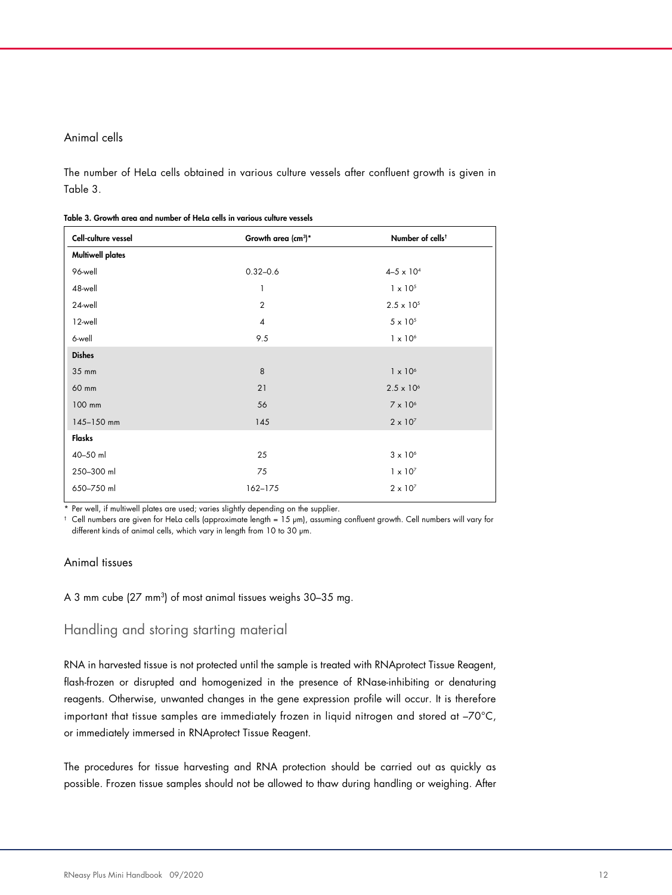### Animal cells

The number of HeLa cells obtained in various culture vessels after confluent growth is given in Table 3.

**Table 3. Growth area and number of HeLa cells in various culture vessels**

| Cell-culture vessel | Growth area ($cm^2$)* | Number of cells† |
|---|---|---|
| **Multiwell plates** | | |
| 96-well | 0.32–0.6 | $4–5 \times 10^4$ |
| 48-well | 1 | $1 \times 10^5$ |
| 24-well | 2 | $2.5 \times 10^5$ |
| 12-well | 4 | $5 \times 10^5$ |
| 6-well | 9.5 | $1 \times 10^6$ |
| **Dishes** | | |
| 35 mm | 8 | $1 \times 10^6$ |
| 60 mm | 21 | $2.5 \times 10^6$ |
| 100 mm | 56 | $7 \times 10^6$ |
| 145–150 mm | 145 | $2 \times 10^7$ |
| **Flasks** | | |
| 40–50 ml | 25 | $3 \times 10^6$ |
| 250–300 ml | 75 | $1 \times 10^7$ |
| 650–750 ml | 162–175 | $2 \times 10^7$ |

\* Per well, if multiwell plates are used; varies slightly depending on the supplier.

† Cell numbers are given for HeLa cells (approximate length = 15 µm), assuming confluent growth. Cell numbers will vary for different kinds of animal cells, which vary in length from 10 to 30 µm.

### Animal tissues

A 3 mm cube (27 $mm^3$) of most animal tissues weighs 30–35 mg.

## Handling and storing starting material

RNA in harvested tissue is not protected until the sample is treated with RNAprotect Tissue Reagent, flash-frozen or disrupted and homogenized in the presence of RNase-inhibiting or denaturing reagents. Otherwise, unwanted changes in the gene expression profile will occur. It is therefore important that tissue samples are immediately frozen in liquid nitrogen and stored at –70°C, or immediately immersed in RNAprotect Tissue Reagent.

The procedures for tissue harvesting and RNA protection should be carried out as quickly as possible. Frozen tissue samples should not be allowed to thaw during handling or weighing. After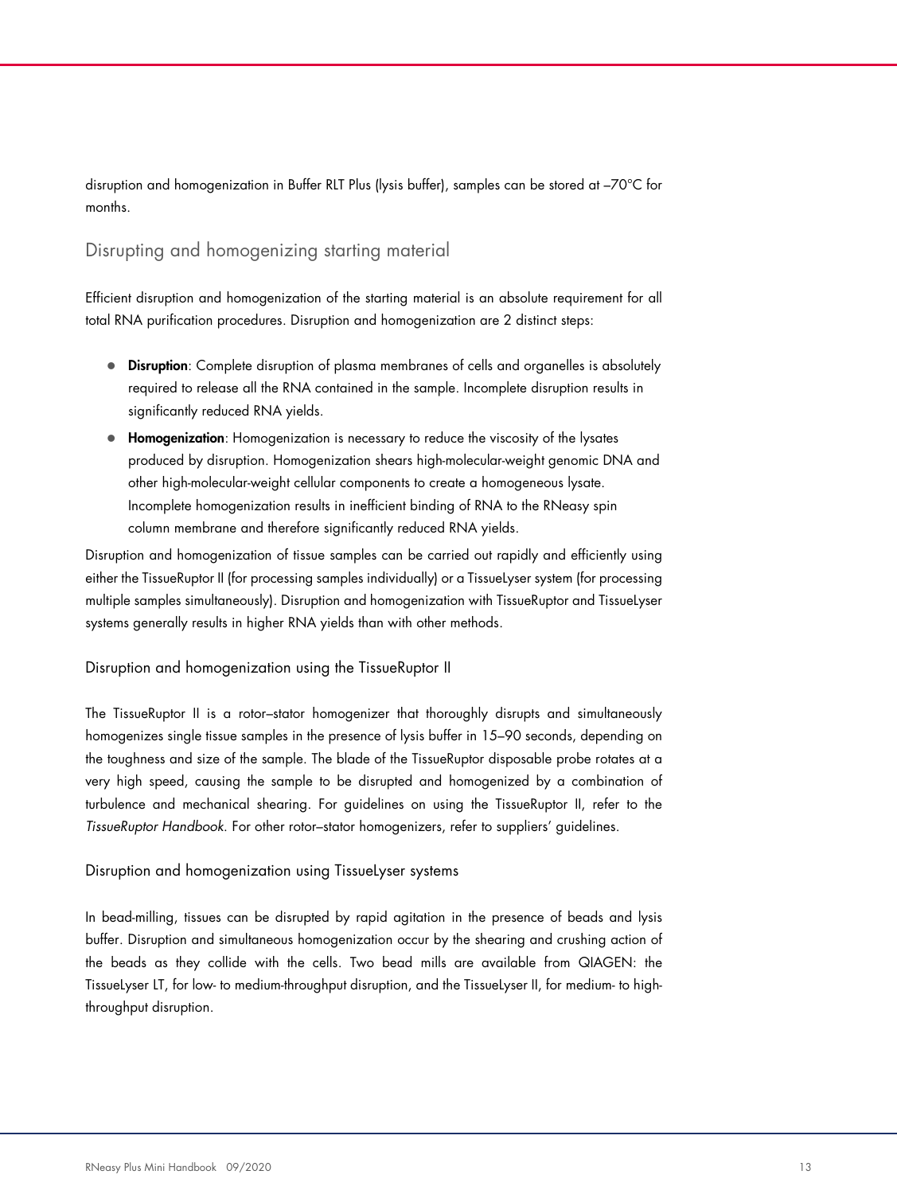disruption and homogenization in Buffer RLT Plus (lysis buffer), samples can be stored at –70°C for months.

## Disrupting and homogenizing starting material

Efficient disruption and homogenization of the starting material is an absolute requirement for all total RNA purification procedures. Disruption and homogenization are 2 distinct steps:

- **Disruption**: Complete disruption of plasma membranes of cells and organelles is absolutely required to release all the RNA contained in the sample. Incomplete disruption results in significantly reduced RNA yields.
- **Homogenization**: Homogenization is necessary to reduce the viscosity of the lysates produced by disruption. Homogenization shears high-molecular-weight genomic DNA and other high-molecular-weight cellular components to create a homogeneous lysate. Incomplete homogenization results in inefficient binding of RNA to the RNeasy spin column membrane and therefore significantly reduced RNA yields.

Disruption and homogenization of tissue samples can be carried out rapidly and efficiently using either the TissueRuptor II (for processing samples individually) or a TissueLyser system (for processing multiple samples simultaneously). Disruption and homogenization with TissueRuptor and TissueLyser systems generally results in higher RNA yields than with other methods.

### Disruption and homogenization using the TissueRuptor II

The TissueRuptor II is a rotor–stator homogenizer that thoroughly disrupts and simultaneously homogenizes single tissue samples in the presence of lysis buffer in 15–90 seconds, depending on the toughness and size of the sample. The blade of the TissueRuptor disposable probe rotates at a very high speed, causing the sample to be disrupted and homogenized by a combination of turbulence and mechanical shearing. For guidelines on using the TissueRuptor II, refer to the *TissueRuptor Handbook*. For other rotor–stator homogenizers, refer to suppliers' guidelines.

### Disruption and homogenization using TissueLyser systems

In bead-milling, tissues can be disrupted by rapid agitation in the presence of beads and lysis buffer. Disruption and simultaneous homogenization occur by the shearing and crushing action of the beads as they collide with the cells. Two bead mills are available from QIAGEN: the TissueLyser LT, for low- to medium-throughput disruption, and the TissueLyser II, for medium- to high-throughput disruption.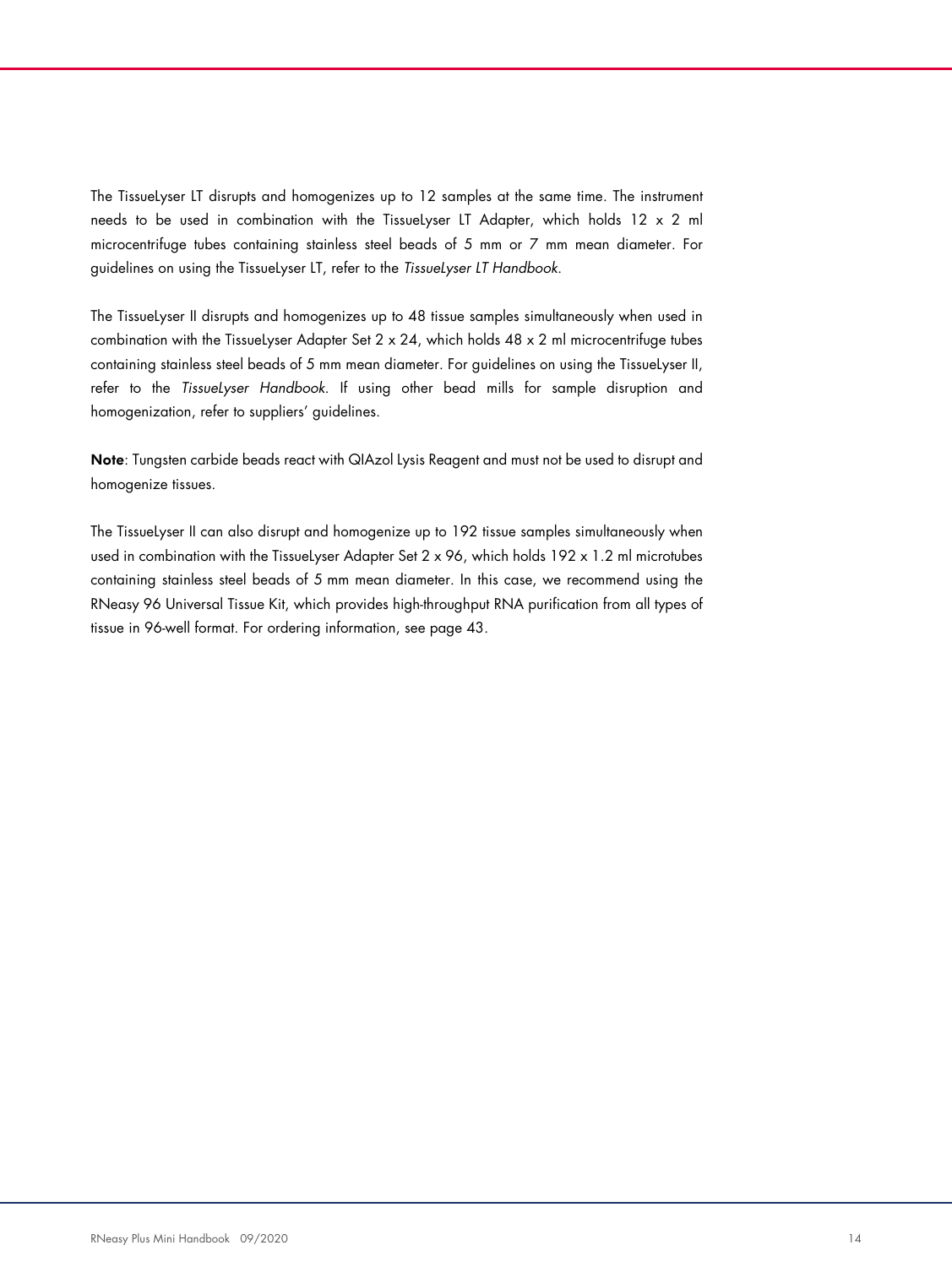The TissueLyser LT disrupts and homogenizes up to 12 samples at the same time. The instrument needs to be used in combination with the TissueLyser LT Adapter, which holds 12 x 2 ml microcentrifuge tubes containing stainless steel beads of 5 mm or 7 mm mean diameter. For guidelines on using the TissueLyser LT, refer to the *TissueLyser LT Handbook*.

The TissueLyser II disrupts and homogenizes up to 48 tissue samples simultaneously when used in combination with the TissueLyser Adapter Set 2 x 24, which holds 48 x 2 ml microcentrifuge tubes containing stainless steel beads of 5 mm mean diameter. For guidelines on using the TissueLyser II, refer to the *TissueLyser Handbook*. If using other bead mills for sample disruption and homogenization, refer to suppliers' guidelines.

**Note**: Tungsten carbide beads react with QIAzol Lysis Reagent and must not be used to disrupt and homogenize tissues.

The TissueLyser II can also disrupt and homogenize up to 192 tissue samples simultaneously when used in combination with the TissueLyser Adapter Set 2 x 96, which holds 192 x 1.2 ml microtubes containing stainless steel beads of 5 mm mean diameter. In this case, we recommend using the RNeasy 96 Universal Tissue Kit, which provides high-throughput RNA purification from all types of tissue in 96-well format. For ordering information, see page 43.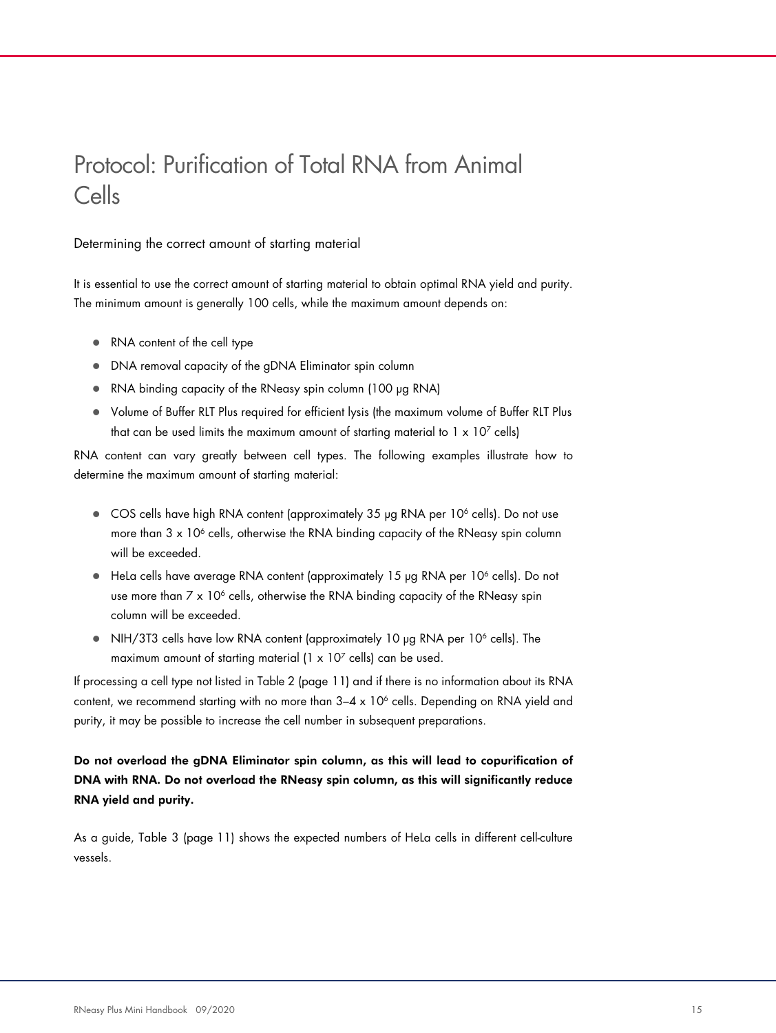# Protocol: Purification of Total RNA from Animal Cells

## Determining the correct amount of starting material

It is essential to use the correct amount of starting material to obtain optimal RNA yield and purity. The minimum amount is generally 100 cells, while the maximum amount depends on:

- RNA content of the cell type
- DNA removal capacity of the gDNA Eliminator spin column
- RNA binding capacity of the RNeasy spin column (100 µg RNA)
- Volume of Buffer RLT Plus required for efficient lysis (the maximum volume of Buffer RLT Plus that can be used limits the maximum amount of starting material to $1 \times 10^7$ cells)

RNA content can vary greatly between cell types. The following examples illustrate how to determine the maximum amount of starting material:

- COS cells have high RNA content (approximately 35 µg RNA per $10^6$ cells). Do not use more than $3 \times 10^6$ cells, otherwise the RNA binding capacity of the RNeasy spin column will be exceeded.
- HeLa cells have average RNA content (approximately 15 µg RNA per $10^6$ cells). Do not use more than $7 \times 10^6$ cells, otherwise the RNA binding capacity of the RNeasy spin column will be exceeded.
- NIH/3T3 cells have low RNA content (approximately 10 µg RNA per $10^6$ cells). The maximum amount of starting material ($1 \times 10^7$ cells) can be used.

If processing a cell type not listed in Table 2 (page 11) and if there is no information about its RNA content, we recommend starting with no more than $3–4 \times 10^6$ cells. Depending on RNA yield and purity, it may be possible to increase the cell number in subsequent preparations.

**Do not overload the gDNA Eliminator spin column, as this will lead to copurification of DNA with RNA. Do not overload the RNeasy spin column, as this will significantly reduce RNA yield and purity.**

As a guide, Table 3 (page 11) shows the expected numbers of HeLa cells in different cell-culture vessels.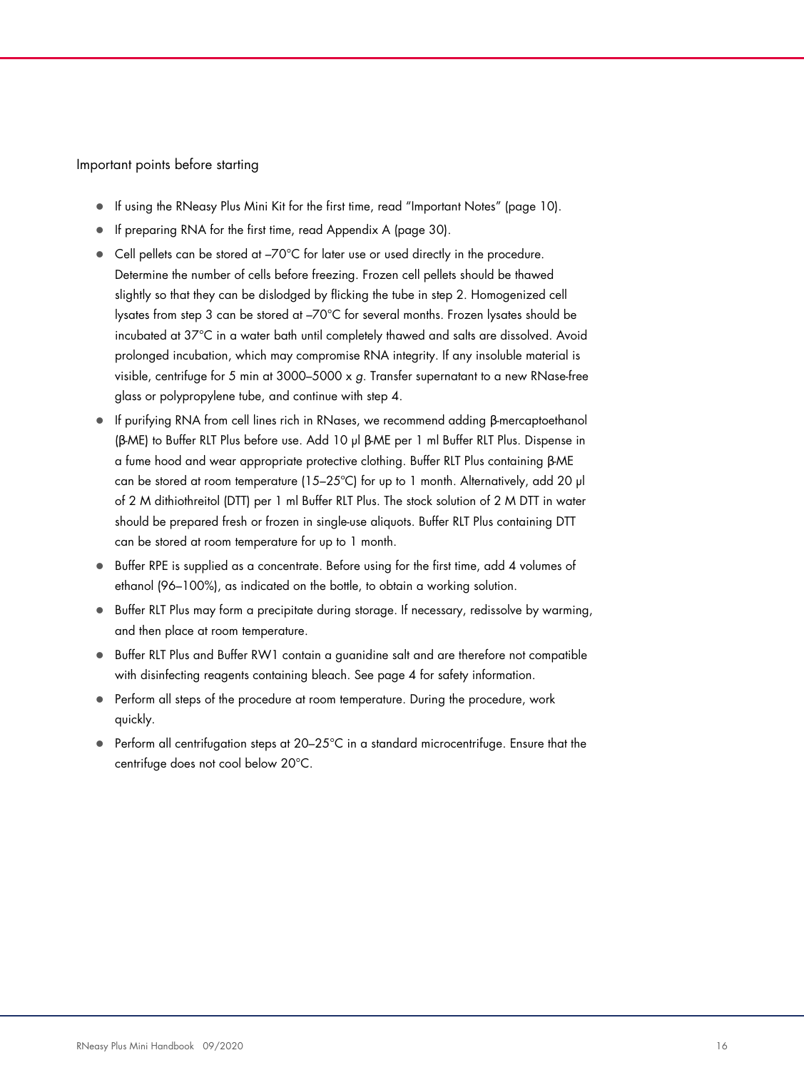## Important points before starting

- If using the RNeasy Plus Mini Kit for the first time, read "Important Notes" (page 10).
- If preparing RNA for the first time, read Appendix A (page 30).
- Cell pellets can be stored at –70°C for later use or used directly in the procedure. Determine the number of cells before freezing. Frozen cell pellets should be thawed slightly so that they can be dislodged by flicking the tube in step 2. Homogenized cell lysates from step 3 can be stored at –70°C for several months. Frozen lysates should be incubated at 37°C in a water bath until completely thawed and salts are dissolved. Avoid prolonged incubation, which may compromise RNA integrity. If any insoluble material is visible, centrifuge for 5 min at 3000–5000 x *g*. Transfer supernatant to a new RNase-free glass or polypropylene tube, and continue with step 4.
- If purifying RNA from cell lines rich in RNases, we recommend adding β-mercaptoethanol (β-ME) to Buffer RLT Plus before use. Add 10 µl β-ME per 1 ml Buffer RLT Plus. Dispense in a fume hood and wear appropriate protective clothing. Buffer RLT Plus containing β-ME can be stored at room temperature (15–25°C) for up to 1 month. Alternatively, add 20 µl of 2 M dithiothreitol (DTT) per 1 ml Buffer RLT Plus. The stock solution of 2 M DTT in water should be prepared fresh or frozen in single-use aliquots. Buffer RLT Plus containing DTT can be stored at room temperature for up to 1 month.
- Buffer RPE is supplied as a concentrate. Before using for the first time, add 4 volumes of ethanol (96–100%), as indicated on the bottle, to obtain a working solution.
- Buffer RLT Plus may form a precipitate during storage. If necessary, redissolve by warming, and then place at room temperature.
- Buffer RLT Plus and Buffer RW1 contain a guanidine salt and are therefore not compatible with disinfecting reagents containing bleach. See page 4 for safety information.
- Perform all steps of the procedure at room temperature. During the procedure, work quickly.
- Perform all centrifugation steps at 20–25°C in a standard microcentrifuge. Ensure that the centrifuge does not cool below 20°C.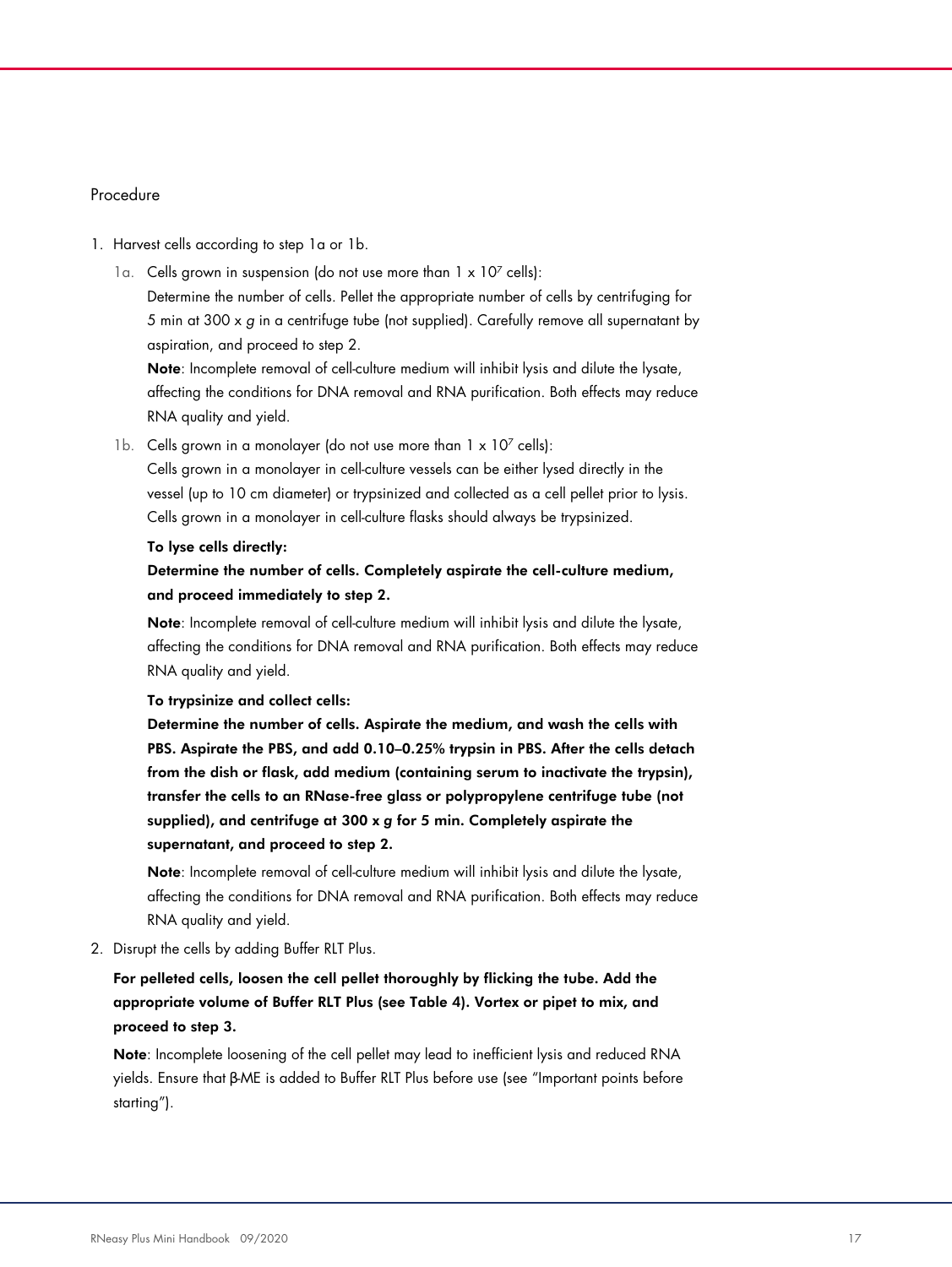## Procedure

1. Harvest cells according to step 1a or 1b.

   1a. Cells grown in suspension (do not use more than $1 \times 10^7$ cells):

   Determine the number of cells. Pellet the appropriate number of cells by centrifuging for 5 min at 300 x *g* in a centrifuge tube (not supplied). Carefully remove all supernatant by aspiration, and proceed to step 2.

   **Note**: Incomplete removal of cell-culture medium will inhibit lysis and dilute the lysate, affecting the conditions for DNA removal and RNA purification. Both effects may reduce RNA quality and yield.

   1b. Cells grown in a monolayer (do not use more than $1 \times 10^7$ cells):

   Cells grown in a monolayer in cell-culture vessels can be either lysed directly in the vessel (up to 10 cm diameter) or trypsinized and collected as a cell pellet prior to lysis. Cells grown in a monolayer in cell-culture flasks should always be trypsinized.

   **To lyse cells directly:**

   **Determine the number of cells. Completely aspirate the cell-culture medium, and proceed immediately to step 2.**

   **Note**: Incomplete removal of cell-culture medium will inhibit lysis and dilute the lysate, affecting the conditions for DNA removal and RNA purification. Both effects may reduce RNA quality and yield.

   **To trypsinize and collect cells:**

   **Determine the number of cells. Aspirate the medium, and wash the cells with PBS. Aspirate the PBS, and add 0.10–0.25% trypsin in PBS. After the cells detach from the dish or flask, add medium (containing serum to inactivate the trypsin), transfer the cells to an RNase-free glass or polypropylene centrifuge tube (not supplied), and centrifuge at 300 x *g* for 5 min. Completely aspirate the supernatant, and proceed to step 2.**

   **Note**: Incomplete removal of cell-culture medium will inhibit lysis and dilute the lysate, affecting the conditions for DNA removal and RNA purification. Both effects may reduce RNA quality and yield.

2. Disrupt the cells by adding Buffer RLT Plus.

   **For pelleted cells, loosen the cell pellet thoroughly by flicking the tube. Add the appropriate volume of Buffer RLT Plus (see Table 4). Vortex or pipet to mix, and proceed to step 3.**

   **Note**: Incomplete loosening of the cell pellet may lead to inefficient lysis and reduced RNA yields. Ensure that β-ME is added to Buffer RLT Plus before use (see "Important points before starting").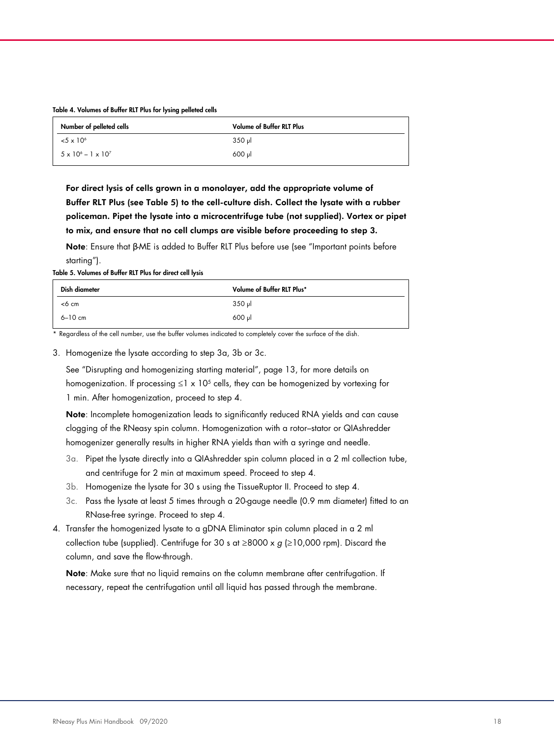**Table 4. Volumes of Buffer RLT Plus for lysing pelleted cells**

| Number of pelleted cells | Volume of Buffer RLT Plus |
|---|---|
| $<5 \times 10^6$ | 350 µl |
| $5 \times 10^6 - 1 \times 10^7$ | 600 µl |

**For direct lysis of cells grown in a monolayer, add the appropriate volume of Buffer RLT Plus (see Table 5) to the cell-culture dish. Collect the lysate with a rubber policeman. Pipet the lysate into a microcentrifuge tube (not supplied). Vortex or pipet to mix, and ensure that no cell clumps are visible before proceeding to step 3.**

**Note**: Ensure that β-ME is added to Buffer RLT Plus before use (see "Important points before starting").

**Table 5. Volumes of Buffer RLT Plus for direct cell lysis**

| Dish diameter | Volume of Buffer RLT Plus* |
|---|---|
| <6 cm | 350 µl |
| 6–10 cm | 600 µl |

\* Regardless of the cell number, use the buffer volumes indicated to completely cover the surface of the dish.

3. Homogenize the lysate according to step 3a, 3b or 3c.

   See "Disrupting and homogenizing starting material", page 13, for more details on homogenization. If processing $\leq 1 \times 10^5$ cells, they can be homogenized by vortexing for 1 min. After homogenization, proceed to step 4.

   **Note**: Incomplete homogenization leads to significantly reduced RNA yields and can cause clogging of the RNeasy spin column. Homogenization with a rotor–stator or QIAshredder homogenizer generally results in higher RNA yields than with a syringe and needle.

   3a. Pipet the lysate directly into a QIAshredder spin column placed in a 2 ml collection tube, and centrifuge for 2 min at maximum speed. Proceed to step 4.

   3b. Homogenize the lysate for 30 s using the TissueRuptor II. Proceed to step 4.

   3c. Pass the lysate at least 5 times through a 20-gauge needle (0.9 mm diameter) fitted to an RNase-free syringe. Proceed to step 4.

4. Transfer the homogenized lysate to a gDNA Eliminator spin column placed in a 2 ml collection tube (supplied). Centrifuge for 30 s at ≥8000 x *g* (≥10,000 rpm). Discard the column, and save the flow-through.

   **Note**: Make sure that no liquid remains on the column membrane after centrifugation. If necessary, repeat the centrifugation until all liquid has passed through the membrane.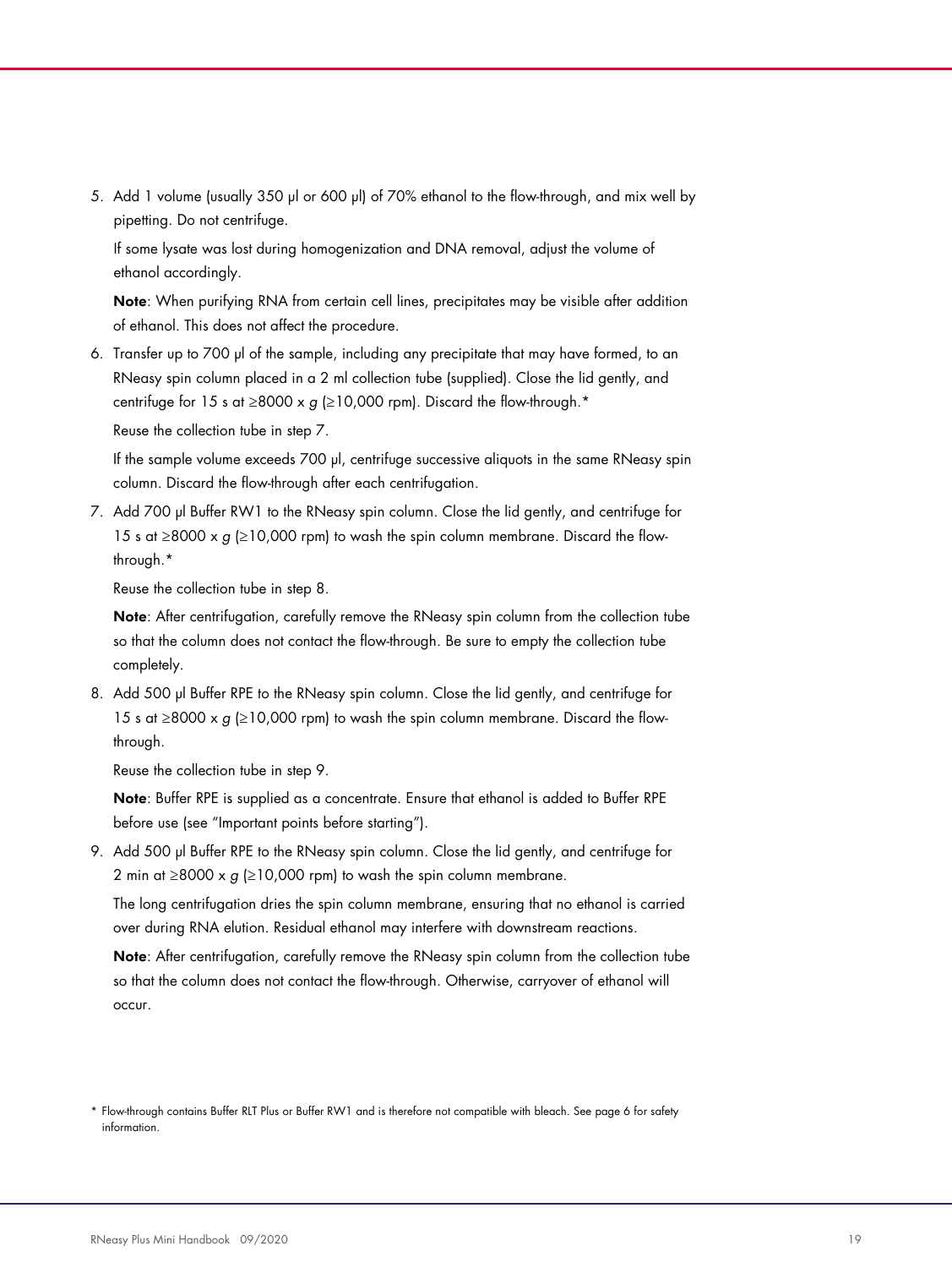5. Add 1 volume (usually 350 µl or 600 µl) of 70% ethanol to the flow-through, and mix well by pipetting. Do not centrifuge.

   If some lysate was lost during homogenization and DNA removal, adjust the volume of ethanol accordingly.

   **Note**: When purifying RNA from certain cell lines, precipitates may be visible after addition of ethanol. This does not affect the procedure.

6. Transfer up to 700 µl of the sample, including any precipitate that may have formed, to an RNeasy spin column placed in a 2 ml collection tube (supplied). Close the lid gently, and centrifuge for 15 s at ≥8000 x *g* (≥10,000 rpm). Discard the flow-through.*

   Reuse the collection tube in step 7.

   If the sample volume exceeds 700 µl, centrifuge successive aliquots in the same RNeasy spin column. Discard the flow-through after each centrifugation.

7. Add 700 µl Buffer RW1 to the RNeasy spin column. Close the lid gently, and centrifuge for 15 s at ≥8000 x *g* (≥10,000 rpm) to wash the spin column membrane. Discard the flow-through.*

   Reuse the collection tube in step 8.

   **Note**: After centrifugation, carefully remove the RNeasy spin column from the collection tube so that the column does not contact the flow-through. Be sure to empty the collection tube completely.

8. Add 500 µl Buffer RPE to the RNeasy spin column. Close the lid gently, and centrifuge for 15 s at ≥8000 x *g* (≥10,000 rpm) to wash the spin column membrane. Discard the flow-through.

   Reuse the collection tube in step 9.

   **Note**: Buffer RPE is supplied as a concentrate. Ensure that ethanol is added to Buffer RPE before use (see "Important points before starting").

9. Add 500 µl Buffer RPE to the RNeasy spin column. Close the lid gently, and centrifuge for 2 min at ≥8000 x *g* (≥10,000 rpm) to wash the spin column membrane.

   The long centrifugation dries the spin column membrane, ensuring that no ethanol is carried over during RNA elution. Residual ethanol may interfere with downstream reactions.

   **Note**: After centrifugation, carefully remove the RNeasy spin column from the collection tube so that the column does not contact the flow-through. Otherwise, carryover of ethanol will occur.

* Flow-through contains Buffer RLT Plus or Buffer RW1 and is therefore not compatible with bleach. See page 6 for safety information.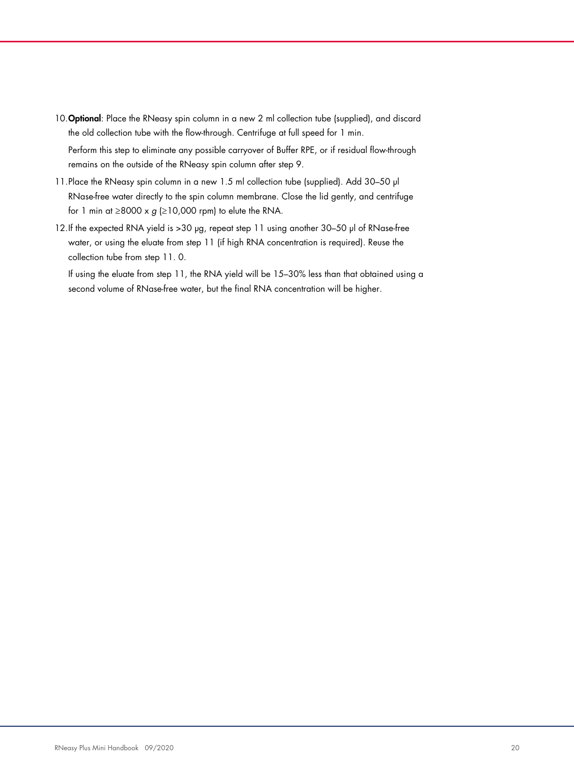10. **Optional**: Place the RNeasy spin column in a new 2 ml collection tube (supplied), and discard the old collection tube with the flow-through. Centrifuge at full speed for 1 min.

    Perform this step to eliminate any possible carryover of Buffer RPE, or if residual flow-through remains on the outside of the RNeasy spin column after step 9.

11. Place the RNeasy spin column in a new 1.5 ml collection tube (supplied). Add 30–50 µl RNase-free water directly to the spin column membrane. Close the lid gently, and centrifuge for 1 min at ≥8000 x *g* (≥10,000 rpm) to elute the RNA.

12. If the expected RNA yield is >30 µg, repeat step 11 using another 30–50 µl of RNase-free water, or using the eluate from step 11 (if high RNA concentration is required). Reuse the collection tube from step 11. 0.

    If using the eluate from step 11, the RNA yield will be 15–30% less than that obtained using a second volume of RNase-free water, but the final RNA concentration will be higher.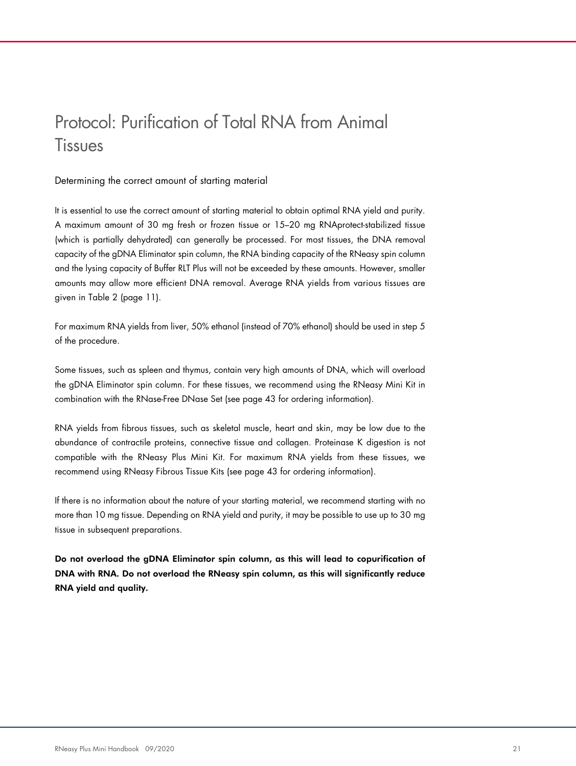# Protocol: Purification of Total RNA from Animal Tissues

## Determining the correct amount of starting material

It is essential to use the correct amount of starting material to obtain optimal RNA yield and purity. A maximum amount of 30 mg fresh or frozen tissue or 15–20 mg RNAprotect-stabilized tissue (which is partially dehydrated) can generally be processed. For most tissues, the DNA removal capacity of the gDNA Eliminator spin column, the RNA binding capacity of the RNeasy spin column and the lysing capacity of Buffer RLT Plus will not be exceeded by these amounts. However, smaller amounts may allow more efficient DNA removal. Average RNA yields from various tissues are given in Table 2 (page 11).

For maximum RNA yields from liver, 50% ethanol (instead of 70% ethanol) should be used in step 5 of the procedure.

Some tissues, such as spleen and thymus, contain very high amounts of DNA, which will overload the gDNA Eliminator spin column. For these tissues, we recommend using the RNeasy Mini Kit in combination with the RNase-Free DNase Set (see page 43 for ordering information).

RNA yields from fibrous tissues, such as skeletal muscle, heart and skin, may be low due to the abundance of contractile proteins, connective tissue and collagen. Proteinase K digestion is not compatible with the RNeasy Plus Mini Kit. For maximum RNA yields from these tissues, we recommend using RNeasy Fibrous Tissue Kits (see page 43 for ordering information).

If there is no information about the nature of your starting material, we recommend starting with no more than 10 mg tissue. Depending on RNA yield and purity, it may be possible to use up to 30 mg tissue in subsequent preparations.

**Do not overload the gDNA Eliminator spin column, as this will lead to copurification of DNA with RNA. Do not overload the RNeasy spin column, as this will significantly reduce RNA yield and quality.**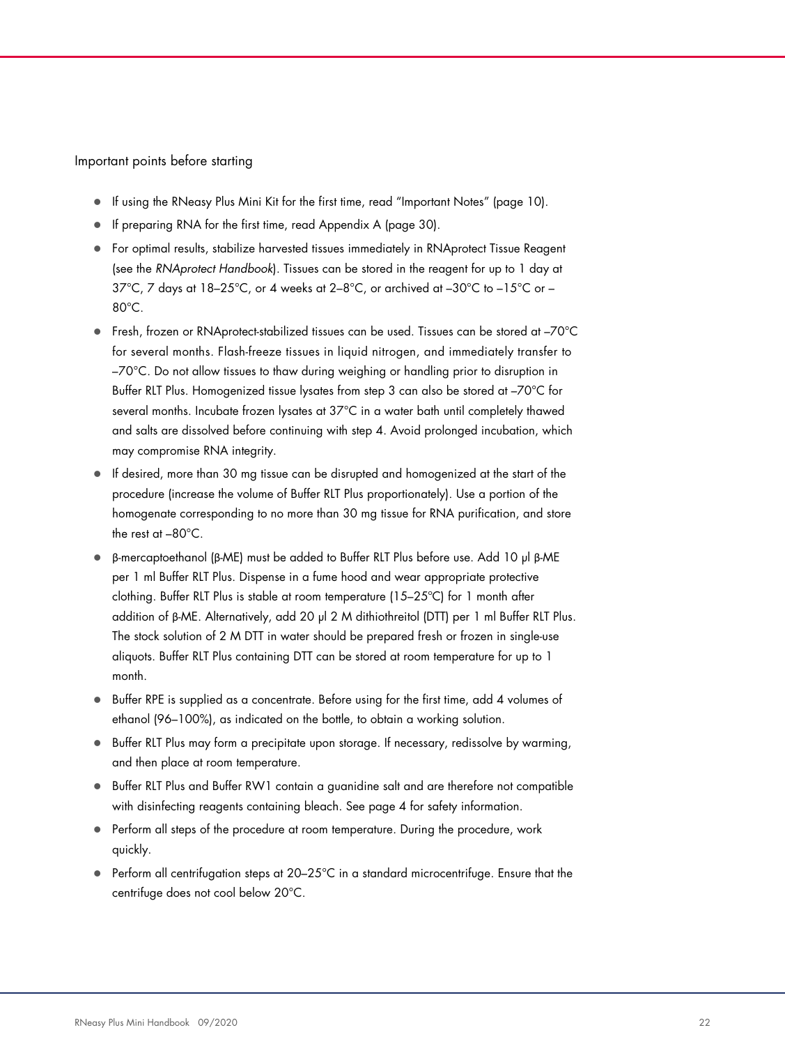Important points before starting

- If using the RNeasy Plus Mini Kit for the first time, read "Important Notes" (page 10).
- If preparing RNA for the first time, read Appendix A (page 30).
- For optimal results, stabilize harvested tissues immediately in RNAprotect Tissue Reagent (see the *RNAprotect Handbook*). Tissues can be stored in the reagent for up to 1 day at 37°C, 7 days at 18–25°C, or 4 weeks at 2–8°C, or archived at –30°C to –15°C or –80°C.
- Fresh, frozen or RNAprotect-stabilized tissues can be used. Tissues can be stored at –70°C for several months. Flash-freeze tissues in liquid nitrogen, and immediately transfer to –70°C. Do not allow tissues to thaw during weighing or handling prior to disruption in Buffer RLT Plus. Homogenized tissue lysates from step 3 can also be stored at –70°C for several months. Incubate frozen lysates at 37°C in a water bath until completely thawed and salts are dissolved before continuing with step 4. Avoid prolonged incubation, which may compromise RNA integrity.
- If desired, more than 30 mg tissue can be disrupted and homogenized at the start of the procedure (increase the volume of Buffer RLT Plus proportionately). Use a portion of the homogenate corresponding to no more than 30 mg tissue for RNA purification, and store the rest at –80°C.
- β-mercaptoethanol (β-ME) must be added to Buffer RLT Plus before use. Add 10 µl β-ME per 1 ml Buffer RLT Plus. Dispense in a fume hood and wear appropriate protective clothing. Buffer RLT Plus is stable at room temperature (15–25ºC) for 1 month after addition of β-ME. Alternatively, add 20 µl 2 M dithiothreitol (DTT) per 1 ml Buffer RLT Plus. The stock solution of 2 M DTT in water should be prepared fresh or frozen in single-use aliquots. Buffer RLT Plus containing DTT can be stored at room temperature for up to 1 month.
- Buffer RPE is supplied as a concentrate. Before using for the first time, add 4 volumes of ethanol (96–100%), as indicated on the bottle, to obtain a working solution.
- Buffer RLT Plus may form a precipitate upon storage. If necessary, redissolve by warming, and then place at room temperature.
- Buffer RLT Plus and Buffer RW1 contain a guanidine salt and are therefore not compatible with disinfecting reagents containing bleach. See page 4 for safety information.
- Perform all steps of the procedure at room temperature. During the procedure, work quickly.
- Perform all centrifugation steps at 20–25°C in a standard microcentrifuge. Ensure that the centrifuge does not cool below 20°C.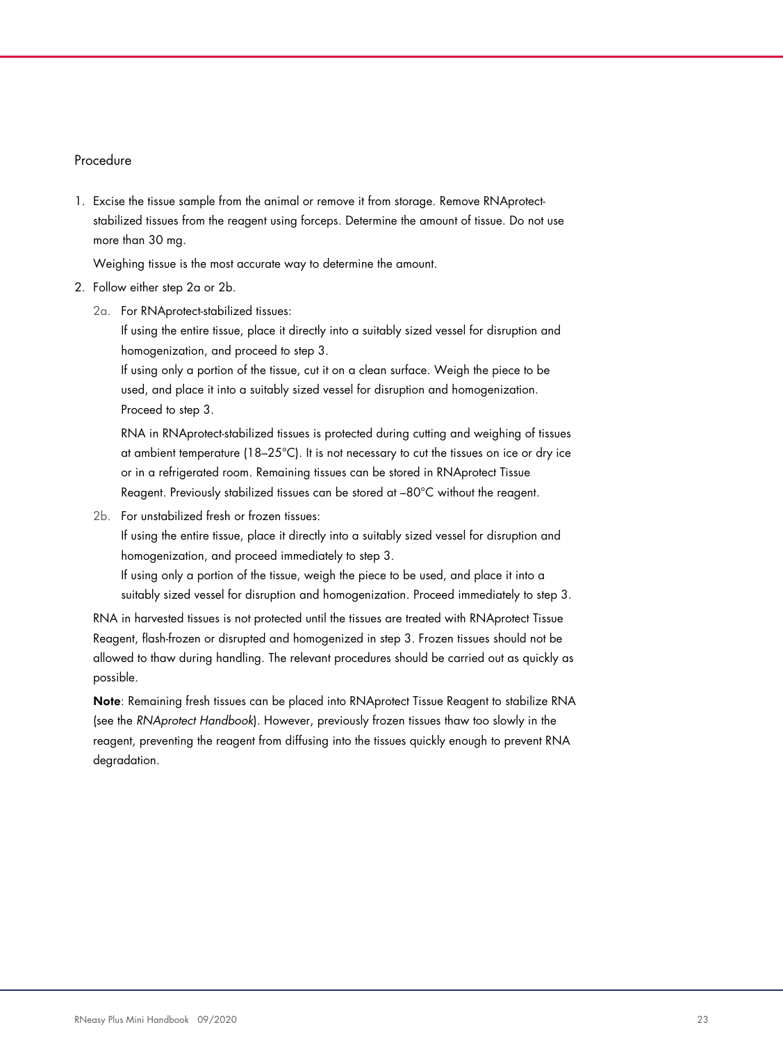## Procedure

1. Excise the tissue sample from the animal or remove it from storage. Remove RNAprotect-stabilized tissues from the reagent using forceps. Determine the amount of tissue. Do not use more than 30 mg.

   Weighing tissue is the most accurate way to determine the amount.

2. Follow either step 2a or 2b.

   2a. For RNAprotect-stabilized tissues:
   If using the entire tissue, place it directly into a suitably sized vessel for disruption and homogenization, and proceed to step 3.
   If using only a portion of the tissue, cut it on a clean surface. Weigh the piece to be used, and place it into a suitably sized vessel for disruption and homogenization. Proceed to step 3.

   RNA in RNAprotect-stabilized tissues is protected during cutting and weighing of tissues at ambient temperature (18–25°C). It is not necessary to cut the tissues on ice or dry ice or in a refrigerated room. Remaining tissues can be stored in RNAprotect Tissue Reagent. Previously stabilized tissues can be stored at –80°C without the reagent.

   2b. For unstabilized fresh or frozen tissues:
   If using the entire tissue, place it directly into a suitably sized vessel for disruption and homogenization, and proceed immediately to step 3.
   If using only a portion of the tissue, weigh the piece to be used, and place it into a suitably sized vessel for disruption and homogenization. Proceed immediately to step 3.

   RNA in harvested tissues is not protected until the tissues are treated with RNAprotect Tissue Reagent, flash-frozen or disrupted and homogenized in step 3. Frozen tissues should not be allowed to thaw during handling. The relevant procedures should be carried out as quickly as possible.

   **Note**: Remaining fresh tissues can be placed into RNAprotect Tissue Reagent to stabilize RNA (see the *RNAprotect Handbook*). However, previously frozen tissues thaw too slowly in the reagent, preventing the reagent from diffusing into the tissues quickly enough to prevent RNA degradation.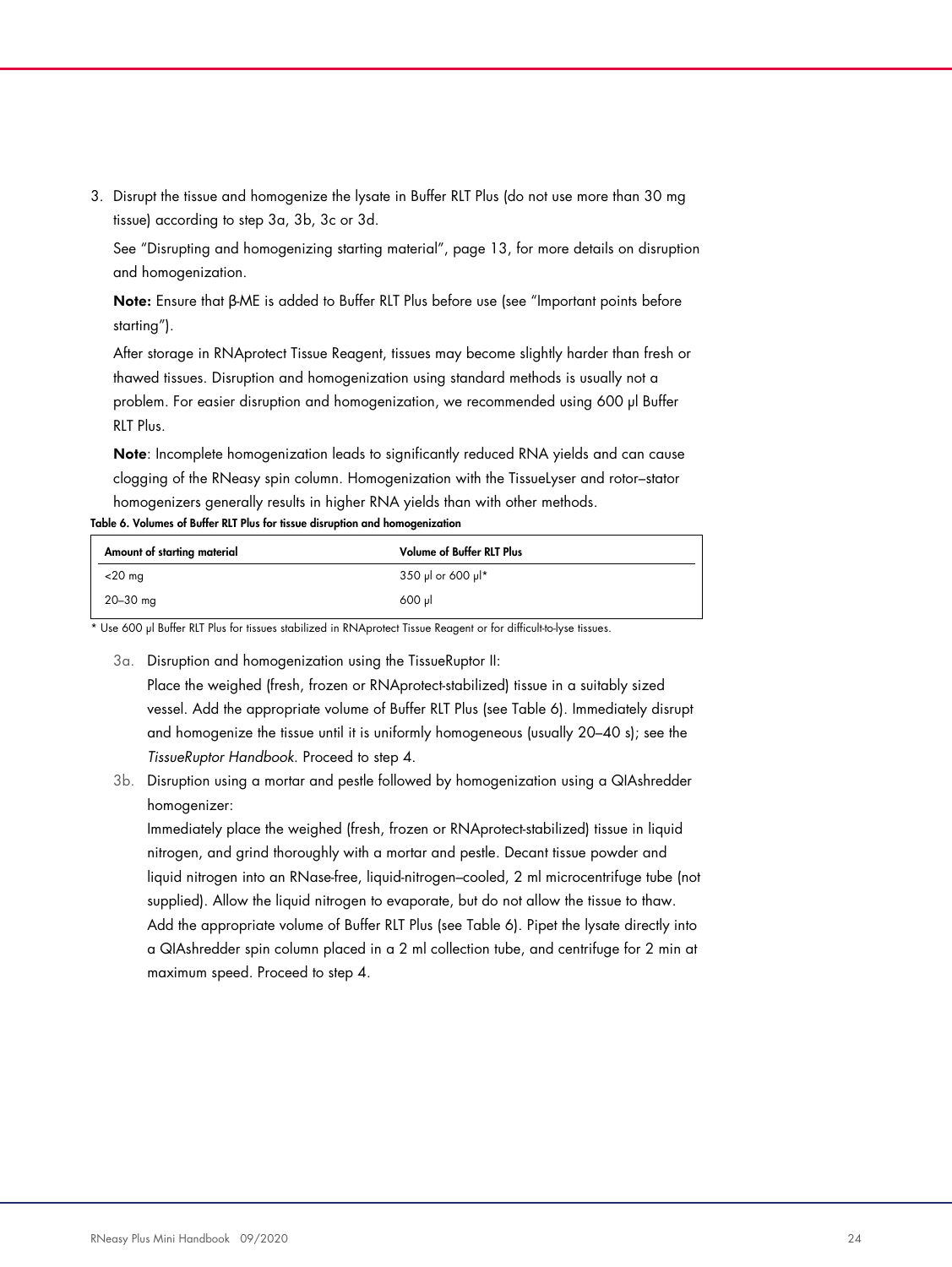3. Disrupt the tissue and homogenize the lysate in Buffer RLT Plus (do not use more than 30 mg tissue) according to step 3a, 3b, 3c or 3d.

   See "Disrupting and homogenizing starting material", page 13, for more details on disruption and homogenization.

   **Note:** Ensure that β-ME is added to Buffer RLT Plus before use (see "Important points before starting").

   After storage in RNAprotect Tissue Reagent, tissues may become slightly harder than fresh or thawed tissues. Disruption and homogenization using standard methods is usually not a problem. For easier disruption and homogenization, we recommended using 600 µl Buffer RLT Plus.

   **Note**: Incomplete homogenization leads to significantly reduced RNA yields and can cause clogging of the RNeasy spin column. Homogenization with the TissueLyser and rotor–stator homogenizers generally results in higher RNA yields than with other methods.

**Table 6. Volumes of Buffer RLT Plus for tissue disruption and homogenization**

| Amount of starting material | Volume of Buffer RLT Plus |
|---|---|
| <20 mg | 350 µl or 600 µl* |
| 20–30 mg | 600 µl |

\* Use 600 µl Buffer RLT Plus for tissues stabilized in RNAprotect Tissue Reagent or for difficult-to-lyse tissues.

3a. Disruption and homogenization using the TissueRuptor II:

Place the weighed (fresh, frozen or RNAprotect-stabilized) tissue in a suitably sized vessel. Add the appropriate volume of Buffer RLT Plus (see Table 6). Immediately disrupt and homogenize the tissue until it is uniformly homogeneous (usually 20–40 s); see the *TissueRuptor Handbook*. Proceed to step 4.

3b. Disruption using a mortar and pestle followed by homogenization using a QIAshredder homogenizer:

Immediately place the weighed (fresh, frozen or RNAprotect-stabilized) tissue in liquid nitrogen, and grind thoroughly with a mortar and pestle. Decant tissue powder and liquid nitrogen into an RNase-free, liquid-nitrogen–cooled, 2 ml microcentrifuge tube (not supplied). Allow the liquid nitrogen to evaporate, but do not allow the tissue to thaw. Add the appropriate volume of Buffer RLT Plus (see Table 6). Pipet the lysate directly into a QIAshredder spin column placed in a 2 ml collection tube, and centrifuge for 2 min at maximum speed. Proceed to step 4.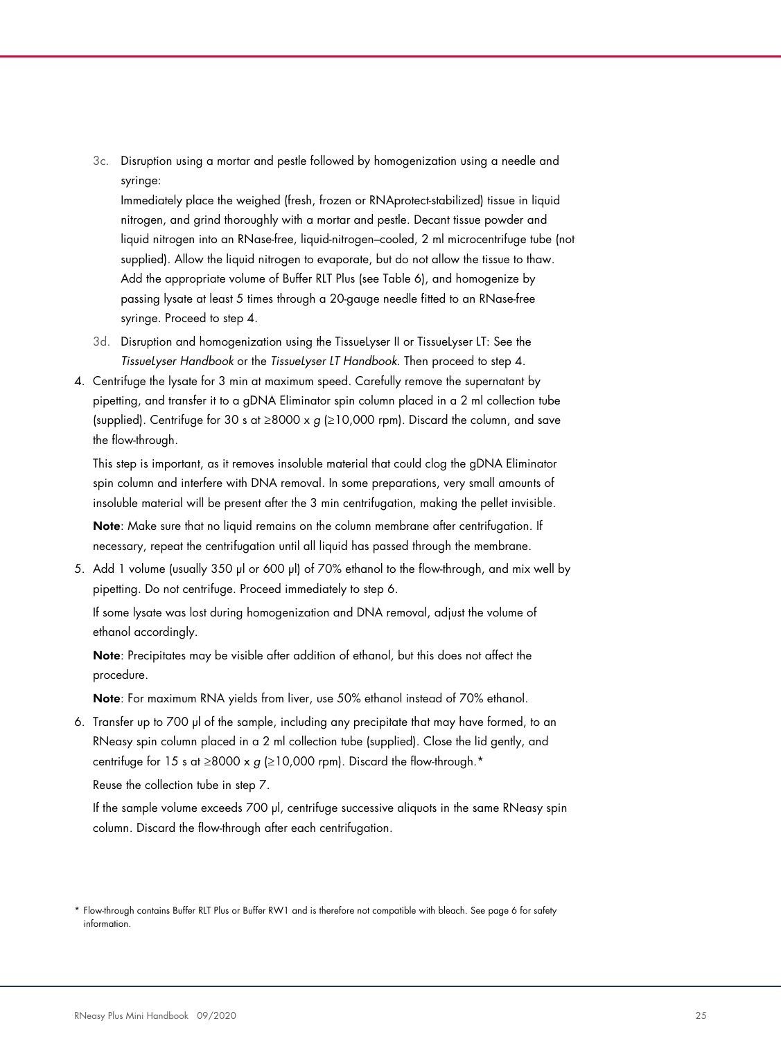3c. Disruption using a mortar and pestle followed by homogenization using a needle and syringe:

   Immediately place the weighed (fresh, frozen or RNAprotect-stabilized) tissue in liquid nitrogen, and grind thoroughly with a mortar and pestle. Decant tissue powder and liquid nitrogen into an RNase-free, liquid-nitrogen–cooled, 2 ml microcentrifuge tube (not supplied). Allow the liquid nitrogen to evaporate, but do not allow the tissue to thaw. Add the appropriate volume of Buffer RLT Plus (see Table 6), and homogenize by passing lysate at least 5 times through a 20-gauge needle fitted to an RNase-free syringe. Proceed to step 4.

3d. Disruption and homogenization using the TissueLyser II or TissueLyser LT: See the *TissueLyser Handbook* or the *TissueLyser LT Handbook*. Then proceed to step 4.

4. Centrifuge the lysate for 3 min at maximum speed. Carefully remove the supernatant by pipetting, and transfer it to a gDNA Eliminator spin column placed in a 2 ml collection tube (supplied). Centrifuge for 30 s at ≥8000 x *g* (≥10,000 rpm). Discard the column, and save the flow-through.

   This step is important, as it removes insoluble material that could clog the gDNA Eliminator spin column and interfere with DNA removal. In some preparations, very small amounts of insoluble material will be present after the 3 min centrifugation, making the pellet invisible.

   **Note**: Make sure that no liquid remains on the column membrane after centrifugation. If necessary, repeat the centrifugation until all liquid has passed through the membrane.

5. Add 1 volume (usually 350 µl or 600 µl) of 70% ethanol to the flow-through, and mix well by pipetting. Do not centrifuge. Proceed immediately to step 6.

   If some lysate was lost during homogenization and DNA removal, adjust the volume of ethanol accordingly.

   **Note**: Precipitates may be visible after addition of ethanol, but this does not affect the procedure.

   **Note**: For maximum RNA yields from liver, use 50% ethanol instead of 70% ethanol.

6. Transfer up to 700 µl of the sample, including any precipitate that may have formed, to an RNeasy spin column placed in a 2 ml collection tube (supplied). Close the lid gently, and centrifuge for 15 s at ≥8000 x *g* (≥10,000 rpm). Discard the flow-through.*

   Reuse the collection tube in step 7.

   If the sample volume exceeds 700 µl, centrifuge successive aliquots in the same RNeasy spin column. Discard the flow-through after each centrifugation.

* Flow-through contains Buffer RLT Plus or Buffer RW1 and is therefore not compatible with bleach. See page 6 for safety information.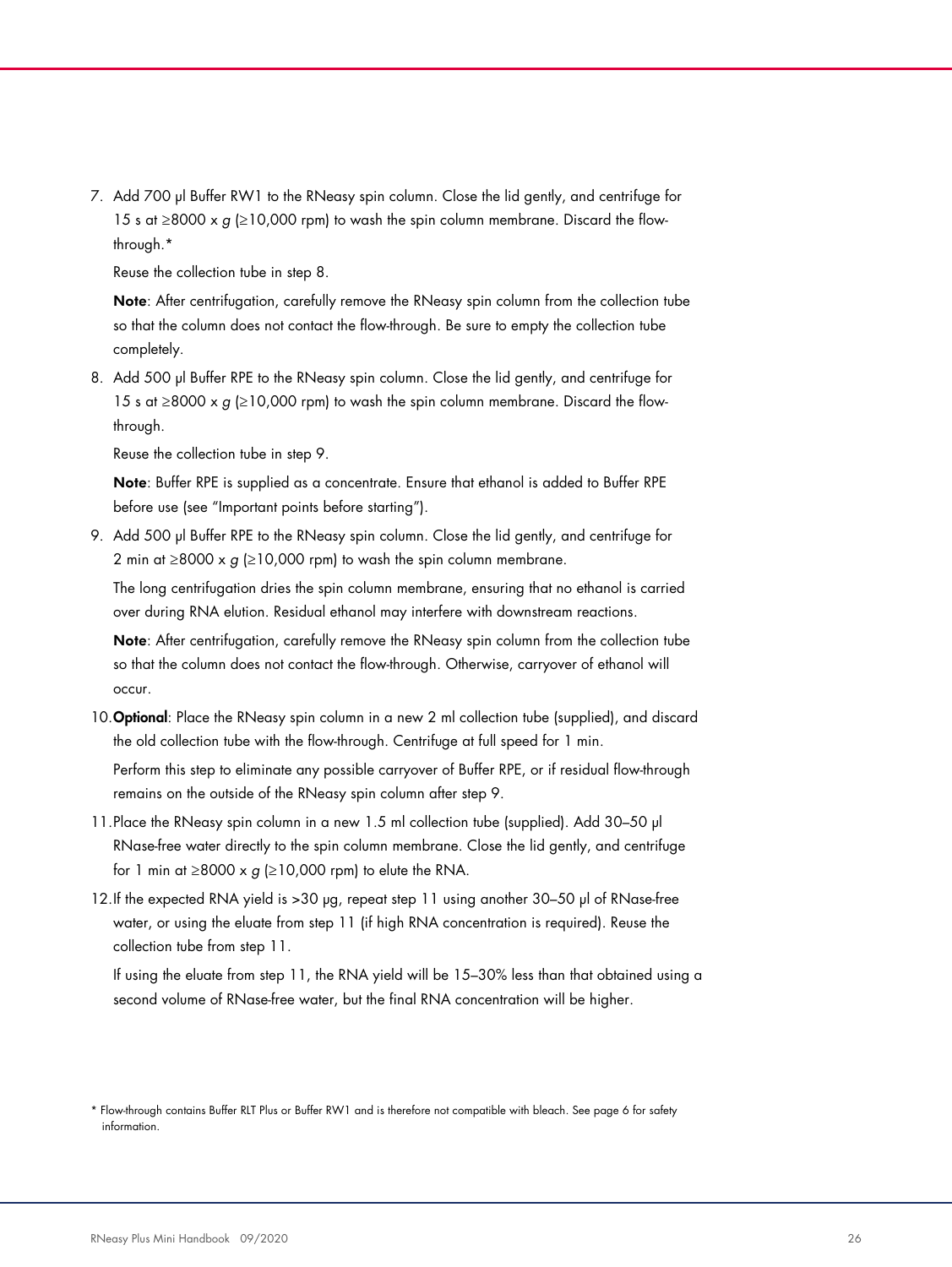7. Add 700 µl Buffer RW1 to the RNeasy spin column. Close the lid gently, and centrifuge for 15 s at ≥8000 x *g* (≥10,000 rpm) to wash the spin column membrane. Discard the flow-through.*

   Reuse the collection tube in step 8.

   **Note**: After centrifugation, carefully remove the RNeasy spin column from the collection tube so that the column does not contact the flow-through. Be sure to empty the collection tube completely.

8. Add 500 µl Buffer RPE to the RNeasy spin column. Close the lid gently, and centrifuge for 15 s at ≥8000 x *g* (≥10,000 rpm) to wash the spin column membrane. Discard the flow-through.

   Reuse the collection tube in step 9.

   **Note**: Buffer RPE is supplied as a concentrate. Ensure that ethanol is added to Buffer RPE before use (see "Important points before starting").

9. Add 500 µl Buffer RPE to the RNeasy spin column. Close the lid gently, and centrifuge for 2 min at ≥8000 x *g* (≥10,000 rpm) to wash the spin column membrane.

   The long centrifugation dries the spin column membrane, ensuring that no ethanol is carried over during RNA elution. Residual ethanol may interfere with downstream reactions.

   **Note**: After centrifugation, carefully remove the RNeasy spin column from the collection tube so that the column does not contact the flow-through. Otherwise, carryover of ethanol will occur.

10. **Optional**: Place the RNeasy spin column in a new 2 ml collection tube (supplied), and discard the old collection tube with the flow-through. Centrifuge at full speed for 1 min.

    Perform this step to eliminate any possible carryover of Buffer RPE, or if residual flow-through remains on the outside of the RNeasy spin column after step 9.

11. Place the RNeasy spin column in a new 1.5 ml collection tube (supplied). Add 30–50 µl RNase-free water directly to the spin column membrane. Close the lid gently, and centrifuge for 1 min at ≥8000 x *g* (≥10,000 rpm) to elute the RNA.

12. If the expected RNA yield is >30 µg, repeat step 11 using another 30–50 µl of RNase-free water, or using the eluate from step 11 (if high RNA concentration is required). Reuse the collection tube from step 11.

    If using the eluate from step 11, the RNA yield will be 15–30% less than that obtained using a second volume of RNase-free water, but the final RNA concentration will be higher.

* Flow-through contains Buffer RLT Plus or Buffer RW1 and is therefore not compatible with bleach. See page 6 for safety information.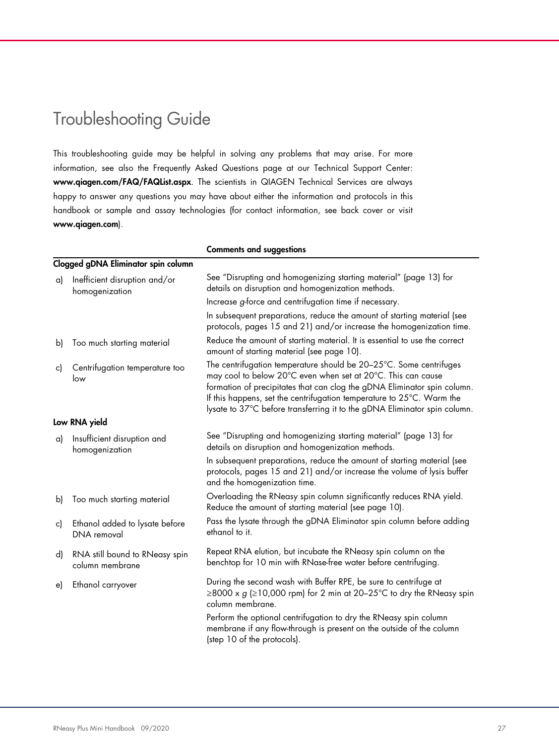# Troubleshooting Guide

This troubleshooting guide may be helpful in solving any problems that may arise. For more information, see also the Frequently Asked Questions page at our Technical Support Center: **www.qiagen.com/FAQ/FAQList.aspx**. The scientists in QIAGEN Technical Services are always happy to answer any questions you may have about either the information and protocols in this handbook or sample and assay technologies (for contact information, see back cover or visit **www.qiagen.com**).

| | **Comments and suggestions** |
|---|---|
| **Clogged gDNA Eliminator spin column** | |
| a) Inefficient disruption and/or homogenization | See "Disrupting and homogenizing starting material" (page 13) for details on disruption and homogenization methods.<br>Increase *g*-force and centrifugation time if necessary.<br>In subsequent preparations, reduce the amount of starting material (see protocols, pages 15 and 21) and/or increase the homogenization time. |
| b) Too much starting material | Reduce the amount of starting material. It is essential to use the correct amount of starting material (see page 10). |
| c) Centrifugation temperature too low | The centrifugation temperature should be 20–25°C. Some centrifuges may cool to below 20°C even when set at 20°C. This can cause formation of precipitates that can clog the gDNA Eliminator spin column. If this happens, set the centrifugation temperature to 25°C. Warm the lysate to 37°C before transferring it to the gDNA Eliminator spin column. |
| **Low RNA yield** | |
| a) Insufficient disruption and homogenization | See "Disrupting and homogenizing starting material" (page 13) for details on disruption and homogenization methods.<br>In subsequent preparations, reduce the amount of starting material (see protocols, pages 15 and 21) and/or increase the volume of lysis buffer and the homogenization time. |
| b) Too much starting material | Overloading the RNeasy spin column significantly reduces RNA yield. Reduce the amount of starting material (see page 10). |
| c) Ethanol added to lysate before DNA removal | Pass the lysate through the gDNA Eliminator spin column before adding ethanol to it. |
| d) RNA still bound to RNeasy spin column membrane | Repeat RNA elution, but incubate the RNeasy spin column on the benchtop for 10 min with RNase-free water before centrifuging. |
| e) Ethanol carryover | During the second wash with Buffer RPE, be sure to centrifuge at ≥8000 x *g* (≥10,000 rpm) for 2 min at 20–25°C to dry the RNeasy spin column membrane.<br>Perform the optional centrifugation to dry the RNeasy spin column membrane if any flow-through is present on the outside of the column (step 10 of the protocols). |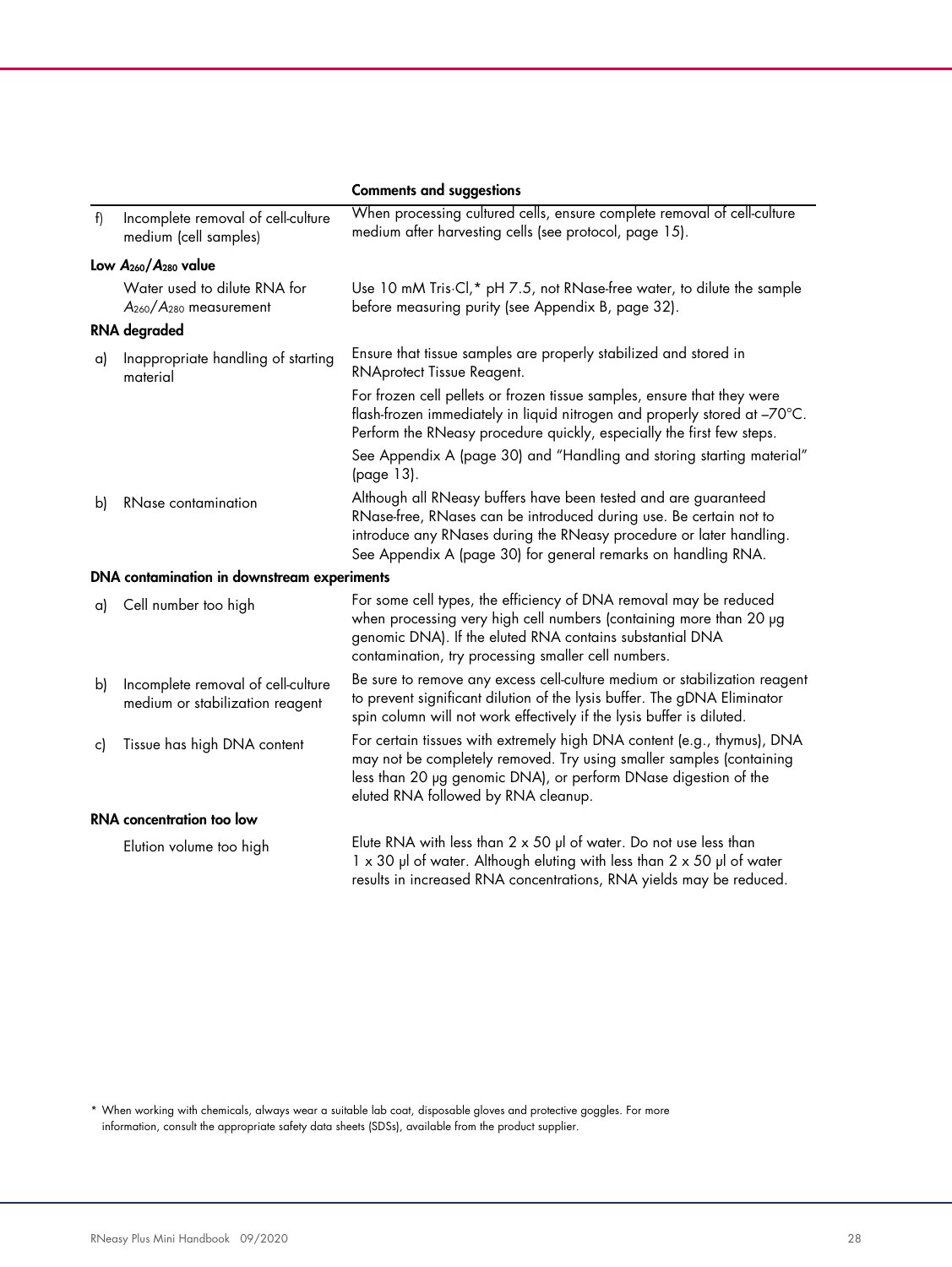| | | Comments and suggestions |
|---|---|---|
| f) | Incomplete removal of cell-culture medium (cell samples) | When processing cultured cells, ensure complete removal of cell-culture medium after harvesting cells (see protocol, page 15). |
| **Low $A_{260}/A_{280}$ value** | | |
| | Water used to dilute RNA for $A_{260}/A_{280}$ measurement | Use 10 mM Tris·Cl,* pH 7.5, not RNase-free water, to dilute the sample before measuring purity (see Appendix B, page 32). |
| **RNA degraded** | | |
| a) | Inappropriate handling of starting material | Ensure that tissue samples are properly stabilized and stored in RNAprotect Tissue Reagent. |
| | | For frozen cell pellets or frozen tissue samples, ensure that they were flash-frozen immediately in liquid nitrogen and properly stored at –70°C. Perform the RNeasy procedure quickly, especially the first few steps. |
| | | See Appendix A (page 30) and "Handling and storing starting material" (page 13). |
| b) | RNase contamination | Although all RNeasy buffers have been tested and are guaranteed RNase-free, RNases can be introduced during use. Be certain not to introduce any RNases during the RNeasy procedure or later handling. See Appendix A (page 30) for general remarks on handling RNA. |
| **DNA contamination in downstream experiments** | | |
| a) | Cell number too high | For some cell types, the efficiency of DNA removal may be reduced when processing very high cell numbers (containing more than 20 µg genomic DNA). If the eluted RNA contains substantial DNA contamination, try processing smaller cell numbers. |
| b) | Incomplete removal of cell-culture medium or stabilization reagent | Be sure to remove any excess cell-culture medium or stabilization reagent to prevent significant dilution of the lysis buffer. The gDNA Eliminator spin column will not work effectively if the lysis buffer is diluted. |
| c) | Tissue has high DNA content | For certain tissues with extremely high DNA content (e.g., thymus), DNA may not be completely removed. Try using smaller samples (containing less than 20 µg genomic DNA), or perform DNase digestion of the eluted RNA followed by RNA cleanup. |
| **RNA concentration too low** | | |
| | Elution volume too high | Elute RNA with less than 2 x 50 µl of water. Do not use less than 1 x 30 µl of water. Although eluting with less than 2 x 50 µl of water results in increased RNA concentrations, RNA yields may be reduced. |

\* When working with chemicals, always wear a suitable lab coat, disposable gloves and protective goggles. For more information, consult the appropriate safety data sheets (SDSs), available from the product supplier.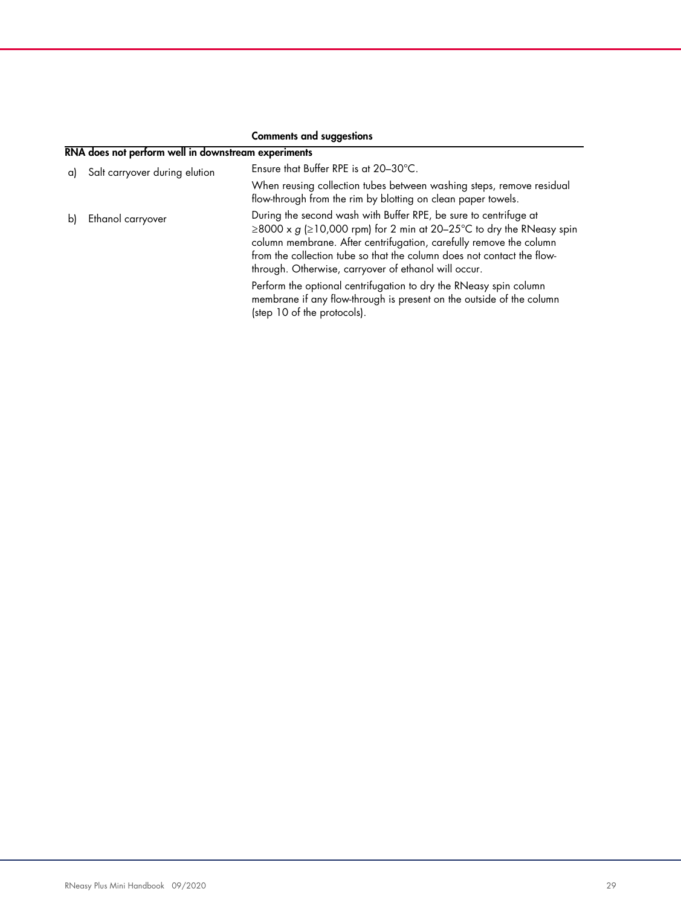| | Comments and suggestions |
|---|---|
| **RNA does not perform well in downstream experiments** | |
| a) Salt carryover during elution | Ensure that Buffer RPE is at 20–30°C.<br><br>When reusing collection tubes between washing steps, remove residual flow-through from the rim by blotting on clean paper towels. |
| b) Ethanol carryover | During the second wash with Buffer RPE, be sure to centrifuge at ≥8000 x *g* (≥10,000 rpm) for 2 min at 20–25°C to dry the RNeasy spin column membrane. After centrifugation, carefully remove the column from the collection tube so that the column does not contact the flow-through. Otherwise, carryover of ethanol will occur.<br><br>Perform the optional centrifugation to dry the RNeasy spin column membrane if any flow-through is present on the outside of the column (step 10 of the protocols). |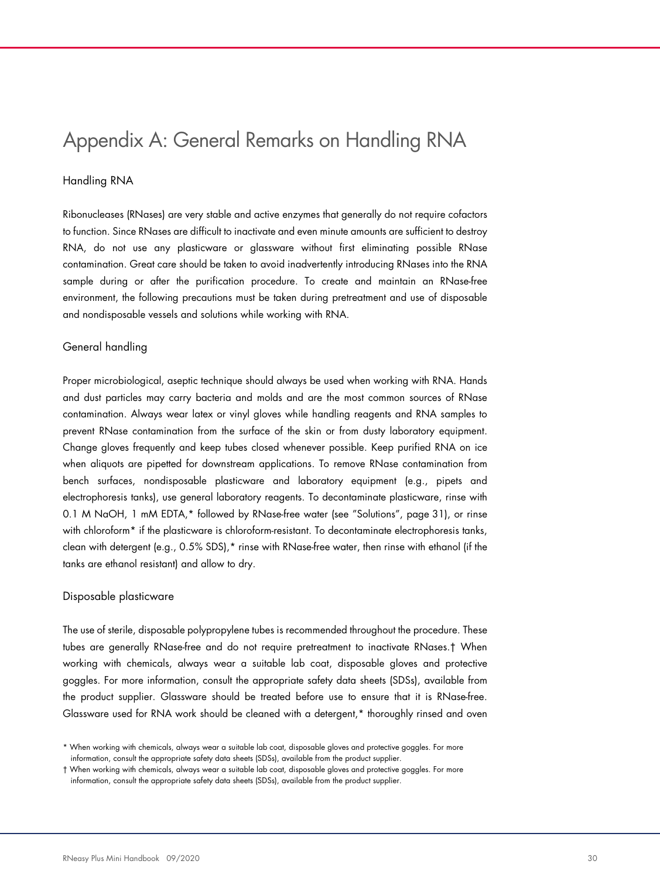# Appendix A: General Remarks on Handling RNA

## Handling RNA

Ribonucleases (RNases) are very stable and active enzymes that generally do not require cofactors to function. Since RNases are difficult to inactivate and even minute amounts are sufficient to destroy RNA, do not use any plasticware or glassware without first eliminating possible RNase contamination. Great care should be taken to avoid inadvertently introducing RNases into the RNA sample during or after the purification procedure. To create and maintain an RNase-free environment, the following precautions must be taken during pretreatment and use of disposable and nondisposable vessels and solutions while working with RNA.

## General handling

Proper microbiological, aseptic technique should always be used when working with RNA. Hands and dust particles may carry bacteria and molds and are the most common sources of RNase contamination. Always wear latex or vinyl gloves while handling reagents and RNA samples to prevent RNase contamination from the surface of the skin or from dusty laboratory equipment. Change gloves frequently and keep tubes closed whenever possible. Keep purified RNA on ice when aliquots are pipetted for downstream applications. To remove RNase contamination from bench surfaces, nondisposable plasticware and laboratory equipment (e.g., pipets and electrophoresis tanks), use general laboratory reagents. To decontaminate plasticware, rinse with 0.1 M NaOH, 1 mM EDTA,* followed by RNase-free water (see "Solutions", page 31), or rinse with chloroform* if the plasticware is chloroform-resistant. To decontaminate electrophoresis tanks, clean with detergent (e.g., 0.5% SDS),* rinse with RNase-free water, then rinse with ethanol (if the tanks are ethanol resistant) and allow to dry.

## Disposable plasticware

The use of sterile, disposable polypropylene tubes is recommended throughout the procedure. These tubes are generally RNase-free and do not require pretreatment to inactivate RNases.† When working with chemicals, always wear a suitable lab coat, disposable gloves and protective goggles. For more information, consult the appropriate safety data sheets (SDSs), available from the product supplier. Glassware should be treated before use to ensure that it is RNase-free. Glassware used for RNA work should be cleaned with a detergent,* thoroughly rinsed and oven

\* When working with chemicals, always wear a suitable lab coat, disposable gloves and protective goggles. For more information, consult the appropriate safety data sheets (SDSs), available from the product supplier.

† When working with chemicals, always wear a suitable lab coat, disposable gloves and protective goggles. For more information, consult the appropriate safety data sheets (SDSs), available from the product supplier.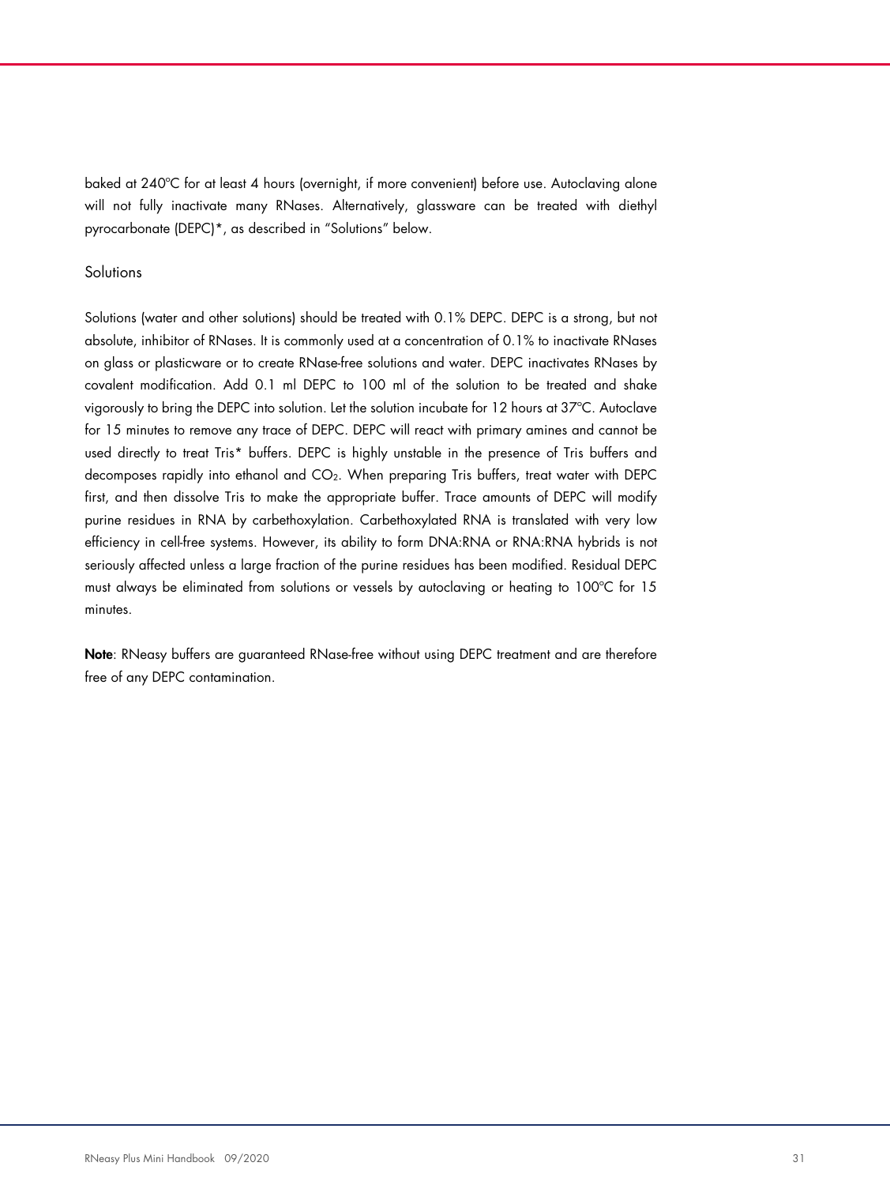baked at 240°C for at least 4 hours (overnight, if more convenient) before use. Autoclaving alone will not fully inactivate many RNases. Alternatively, glassware can be treated with diethyl pyrocarbonate (DEPC)*, as described in "Solutions" below.

### Solutions

Solutions (water and other solutions) should be treated with 0.1% DEPC. DEPC is a strong, but not absolute, inhibitor of RNases. It is commonly used at a concentration of 0.1% to inactivate RNases on glass or plasticware or to create RNase-free solutions and water. DEPC inactivates RNases by covalent modification. Add 0.1 ml DEPC to 100 ml of the solution to be treated and shake vigorously to bring the DEPC into solution. Let the solution incubate for 12 hours at 37°C. Autoclave for 15 minutes to remove any trace of DEPC. DEPC will react with primary amines and cannot be used directly to treat Tris* buffers. DEPC is highly unstable in the presence of Tris buffers and decomposes rapidly into ethanol and $CO_2$. When preparing Tris buffers, treat water with DEPC first, and then dissolve Tris to make the appropriate buffer. Trace amounts of DEPC will modify purine residues in RNA by carbethoxylation. Carbethoxylated RNA is translated with very low efficiency in cell-free systems. However, its ability to form DNA:RNA or RNA:RNA hybrids is not seriously affected unless a large fraction of the purine residues has been modified. Residual DEPC must always be eliminated from solutions or vessels by autoclaving or heating to 100°C for 15 minutes.

**Note**: RNeasy buffers are guaranteed RNase-free without using DEPC treatment and are therefore free of any DEPC contamination.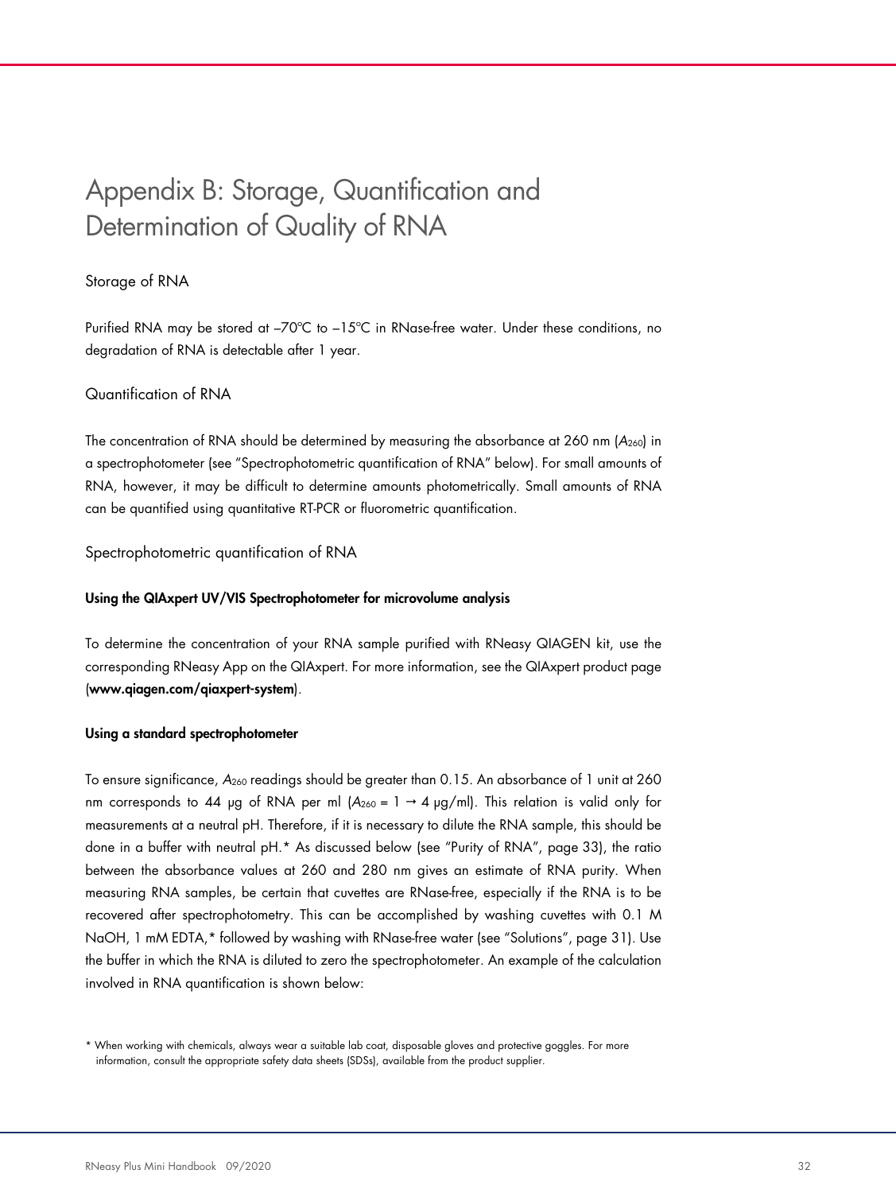# Appendix B: Storage, Quantification and Determination of Quality of RNA

## Storage of RNA

Purified RNA may be stored at –70°C to –15°C in RNase-free water. Under these conditions, no degradation of RNA is detectable after 1 year.

## Quantification of RNA

The concentration of RNA should be determined by measuring the absorbance at 260 nm ($A_{260}$) in a spectrophotometer (see "Spectrophotometric quantification of RNA" below). For small amounts of RNA, however, it may be difficult to determine amounts photometrically. Small amounts of RNA can be quantified using quantitative RT-PCR or fluorometric quantification.

## Spectrophotometric quantification of RNA

### Using the QIAxpert UV/VIS Spectrophotometer for microvolume analysis

To determine the concentration of your RNA sample purified with RNeasy QIAGEN kit, use the corresponding RNeasy App on the QIAxpert. For more information, see the QIAxpert product page (**www.qiagen.com/qiaxpert-system**).

### Using a standard spectrophotometer

To ensure significance, $A_{260}$ readings should be greater than 0.15. An absorbance of 1 unit at 260 nm corresponds to 44 µg of RNA per ml ($A_{260} = 1 \rightarrow 4$ µg/ml). This relation is valid only for measurements at a neutral pH. Therefore, if it is necessary to dilute the RNA sample, this should be done in a buffer with neutral pH.* As discussed below (see "Purity of RNA", page 33), the ratio between the absorbance values at 260 and 280 nm gives an estimate of RNA purity. When measuring RNA samples, be certain that cuvettes are RNase-free, especially if the RNA is to be recovered after spectrophotometry. This can be accomplished by washing cuvettes with 0.1 M NaOH, 1 mM EDTA,* followed by washing with RNase-free water (see "Solutions", page 31). Use the buffer in which the RNA is diluted to zero the spectrophotometer. An example of the calculation involved in RNA quantification is shown below:

* When working with chemicals, always wear a suitable lab coat, disposable gloves and protective goggles. For more information, consult the appropriate safety data sheets (SDSs), available from the product supplier.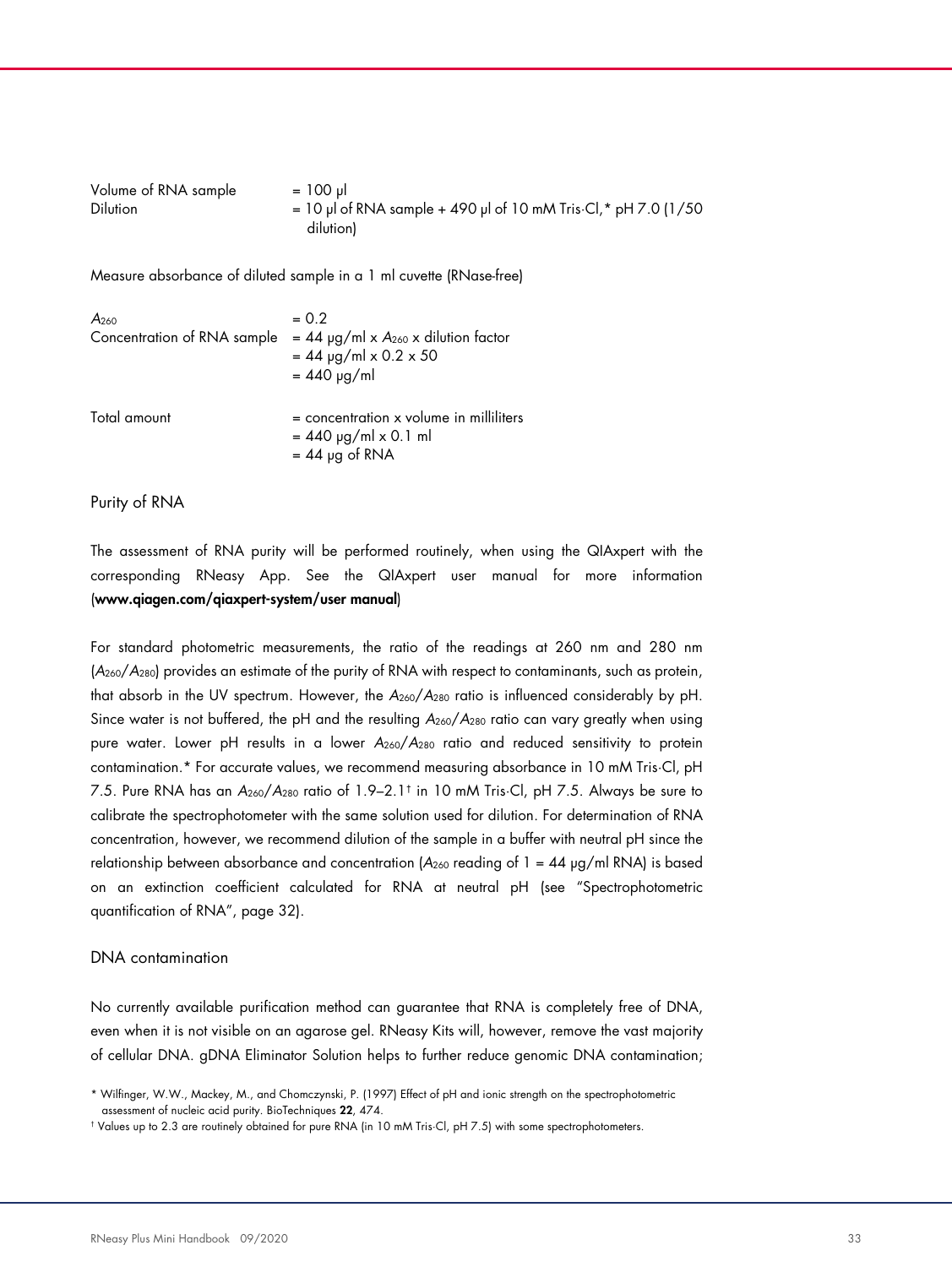Volume of RNA sample = 100 µl
Dilution = 10 µl of RNA sample + 490 µl of 10 mM Tris·Cl,* pH 7.0 (1/50 dilution)

Measure absorbance of diluted sample in a 1 ml cuvette (RNase-free)

$A_{260}$ = 0.2
Concentration of RNA sample = 44 µg/ml x $A_{260}$ x dilution factor
= 44 µg/ml x 0.2 x 50
= 440 µg/ml

Total amount = concentration x volume in milliliters
= 440 µg/ml x 0.1 ml
= 44 µg of RNA

### Purity of RNA

The assessment of RNA purity will be performed routinely, when using the QIAxpert with the corresponding RNeasy App. See the QIAxpert user manual for more information (**www.qiagen.com/qiaxpert-system/user manual**)

For standard photometric measurements, the ratio of the readings at 260 nm and 280 nm ($A_{260}/A_{280}$) provides an estimate of the purity of RNA with respect to contaminants, such as protein, that absorb in the UV spectrum. However, the $A_{260}/A_{280}$ ratio is influenced considerably by pH. Since water is not buffered, the pH and the resulting $A_{260}/A_{280}$ ratio can vary greatly when using pure water. Lower pH results in a lower $A_{260}/A_{280}$ ratio and reduced sensitivity to protein contamination.* For accurate values, we recommend measuring absorbance in 10 mM Tris·Cl, pH 7.5. Pure RNA has an $A_{260}/A_{280}$ ratio of 1.9–2.1† in 10 mM Tris·Cl, pH 7.5. Always be sure to calibrate the spectrophotometer with the same solution used for dilution. For determination of RNA concentration, however, we recommend dilution of the sample in a buffer with neutral pH since the relationship between absorbance and concentration ($A_{260}$ reading of 1 = 44 µg/ml RNA) is based on an extinction coefficient calculated for RNA at neutral pH (see "Spectrophotometric quantification of RNA", page 32).

### DNA contamination

No currently available purification method can guarantee that RNA is completely free of DNA, even when it is not visible on an agarose gel. RNeasy Kits will, however, remove the vast majority of cellular DNA. gDNA Eliminator Solution helps to further reduce genomic DNA contamination;

* Wilfinger, W.W., Mackey, M., and Chomczynski, P. (1997) Effect of pH and ionic strength on the spectrophotometric assessment of nucleic acid purity. BioTechniques **22**, 474.

† Values up to 2.3 are routinely obtained for pure RNA (in 10 mM Tris·Cl, pH 7.5) with some spectrophotometers.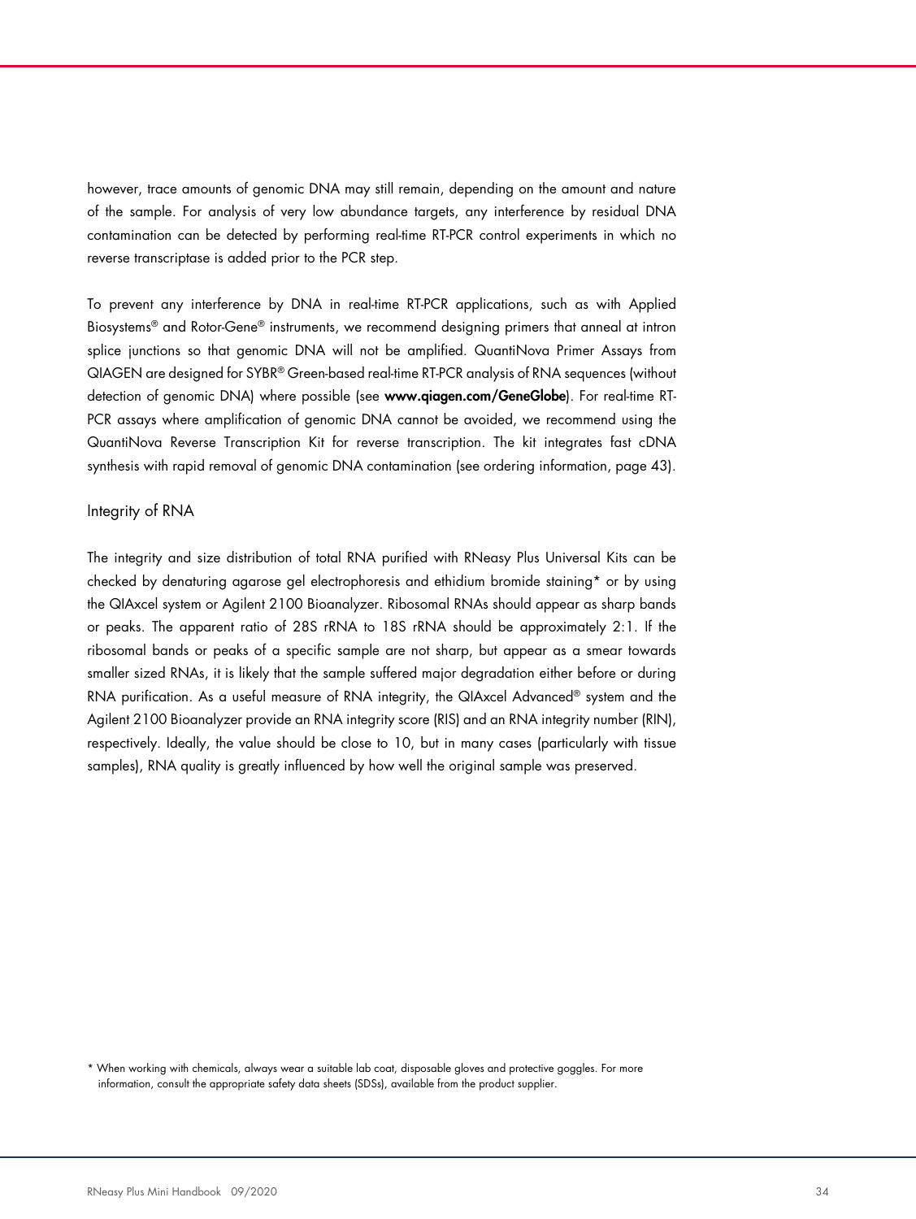however, trace amounts of genomic DNA may still remain, depending on the amount and nature of the sample. For analysis of very low abundance targets, any interference by residual DNA contamination can be detected by performing real-time RT-PCR control experiments in which no reverse transcriptase is added prior to the PCR step.

To prevent any interference by DNA in real-time RT-PCR applications, such as with Applied Biosystems® and Rotor-Gene® instruments, we recommend designing primers that anneal at intron splice junctions so that genomic DNA will not be amplified. QuantiNova Primer Assays from QIAGEN are designed for SYBR® Green-based real-time RT-PCR analysis of RNA sequences (without detection of genomic DNA) where possible (see **www.qiagen.com/GeneGlobe**). For real-time RT-PCR assays where amplification of genomic DNA cannot be avoided, we recommend using the QuantiNova Reverse Transcription Kit for reverse transcription. The kit integrates fast cDNA synthesis with rapid removal of genomic DNA contamination (see ordering information, page 43).

## Integrity of RNA

The integrity and size distribution of total RNA purified with RNeasy Plus Universal Kits can be checked by denaturing agarose gel electrophoresis and ethidium bromide staining* or by using the QIAxcel system or Agilent 2100 Bioanalyzer. Ribosomal RNAs should appear as sharp bands or peaks. The apparent ratio of 28S rRNA to 18S rRNA should be approximately 2:1. If the ribosomal bands or peaks of a specific sample are not sharp, but appear as a smear towards smaller sized RNAs, it is likely that the sample suffered major degradation either before or during RNA purification. As a useful measure of RNA integrity, the QIAxcel Advanced® system and the Agilent 2100 Bioanalyzer provide an RNA integrity score (RIS) and an RNA integrity number (RIN), respectively. Ideally, the value should be close to 10, but in many cases (particularly with tissue samples), RNA quality is greatly influenced by how well the original sample was preserved.

* When working with chemicals, always wear a suitable lab coat, disposable gloves and protective goggles. For more information, consult the appropriate safety data sheets (SDSs), available from the product supplier.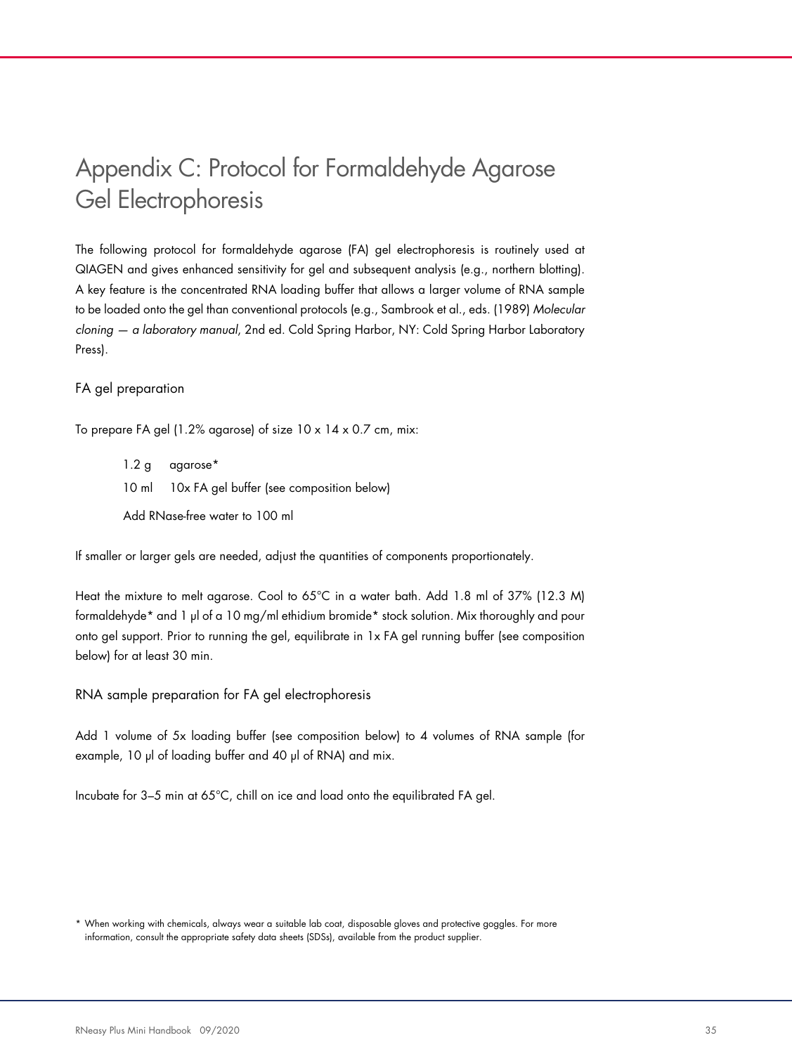# Appendix C: Protocol for Formaldehyde Agarose Gel Electrophoresis

The following protocol for formaldehyde agarose (FA) gel electrophoresis is routinely used at QIAGEN and gives enhanced sensitivity for gel and subsequent analysis (e.g., northern blotting). A key feature is the concentrated RNA loading buffer that allows a larger volume of RNA sample to be loaded onto the gel than conventional protocols (e.g., Sambrook et al., eds. (1989) *Molecular cloning — a laboratory manual*, 2nd ed. Cold Spring Harbor, NY: Cold Spring Harbor Laboratory Press).

## FA gel preparation

To prepare FA gel (1.2% agarose) of size 10 x 14 x 0.7 cm, mix:

1.2 g agarose*

10 ml 10x FA gel buffer (see composition below)

Add RNase-free water to 100 ml

If smaller or larger gels are needed, adjust the quantities of components proportionately.

Heat the mixture to melt agarose. Cool to 65°C in a water bath. Add 1.8 ml of 37% (12.3 M) formaldehyde* and 1 µl of a 10 mg/ml ethidium bromide* stock solution. Mix thoroughly and pour onto gel support. Prior to running the gel, equilibrate in 1x FA gel running buffer (see composition below) for at least 30 min.

## RNA sample preparation for FA gel electrophoresis

Add 1 volume of 5x loading buffer (see composition below) to 4 volumes of RNA sample (for example, 10 µl of loading buffer and 40 µl of RNA) and mix.

Incubate for 3–5 min at 65°C, chill on ice and load onto the equilibrated FA gel.

\* When working with chemicals, always wear a suitable lab coat, disposable gloves and protective goggles. For more information, consult the appropriate safety data sheets (SDSs), available from the product supplier.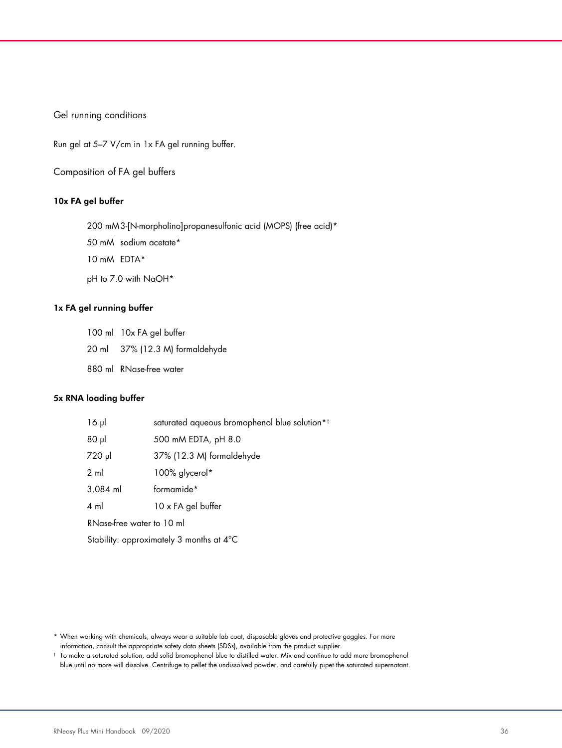### Gel running conditions

Run gel at 5–7 V/cm in 1x FA gel running buffer.

### Composition of FA gel buffers

**10x FA gel buffer**

200 mM 3-[N-morpholino]propanesulfonic acid (MOPS) (free acid)*

50 mM sodium acetate*

10 mM EDTA*

pH to 7.0 with NaOH*

**1x FA gel running buffer**

100 ml 10x FA gel buffer

20 ml 37% (12.3 M) formaldehyde

880 ml RNase-free water

**5x RNA loading buffer**

| | |
|---|---|
| 16 µl | saturated aqueous bromophenol blue solution*† |
| 80 µl | 500 mM EDTA, pH 8.0 |
| 720 µl | 37% (12.3 M) formaldehyde |
| 2 ml | 100% glycerol* |
| 3.084 ml | formamide* |
| 4 ml | 10 x FA gel buffer |

RNase-free water to 10 ml

Stability: approximately 3 months at 4°C

* When working with chemicals, always wear a suitable lab coat, disposable gloves and protective goggles. For more information, consult the appropriate safety data sheets (SDSs), available from the product supplier.

† To make a saturated solution, add solid bromophenol blue to distilled water. Mix and continue to add more bromophenol blue until no more will dissolve. Centrifuge to pellet the undissolved powder, and carefully pipet the saturated supernatant.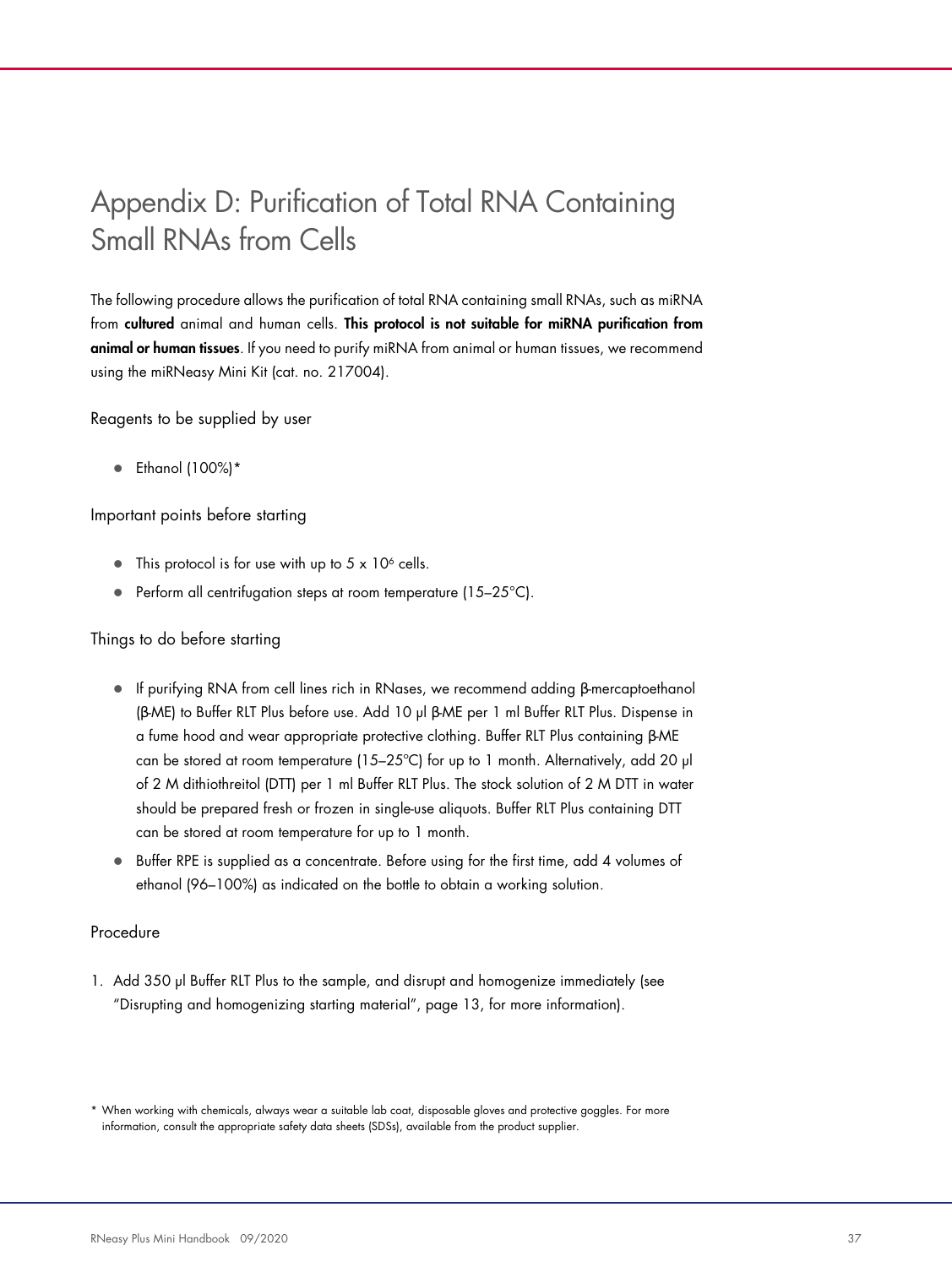# Appendix D: Purification of Total RNA Containing Small RNAs from Cells

The following procedure allows the purification of total RNA containing small RNAs, such as miRNA from **cultured** animal and human cells. **This protocol is not suitable for miRNA purification from animal or human tissues**. If you need to purify miRNA from animal or human tissues, we recommend using the miRNeasy Mini Kit (cat. no. 217004).

## Reagents to be supplied by user

- Ethanol (100%)*

## Important points before starting

- This protocol is for use with up to 5 x $10^6$ cells.
- Perform all centrifugation steps at room temperature (15–25°C).

## Things to do before starting

- If purifying RNA from cell lines rich in RNases, we recommend adding β-mercaptoethanol (β-ME) to Buffer RLT Plus before use. Add 10 µl β-ME per 1 ml Buffer RLT Plus. Dispense in a fume hood and wear appropriate protective clothing. Buffer RLT Plus containing β-ME can be stored at room temperature (15–25°C) for up to 1 month. Alternatively, add 20 µl of 2 M dithiothreitol (DTT) per 1 ml Buffer RLT Plus. The stock solution of 2 M DTT in water should be prepared fresh or frozen in single-use aliquots. Buffer RLT Plus containing DTT can be stored at room temperature for up to 1 month.
- Buffer RPE is supplied as a concentrate. Before using for the first time, add 4 volumes of ethanol (96–100%) as indicated on the bottle to obtain a working solution.

## Procedure

1. Add 350 µl Buffer RLT Plus to the sample, and disrupt and homogenize immediately (see "Disrupting and homogenizing starting material", page 13, for more information).

\* When working with chemicals, always wear a suitable lab coat, disposable gloves and protective goggles. For more information, consult the appropriate safety data sheets (SDSs), available from the product supplier.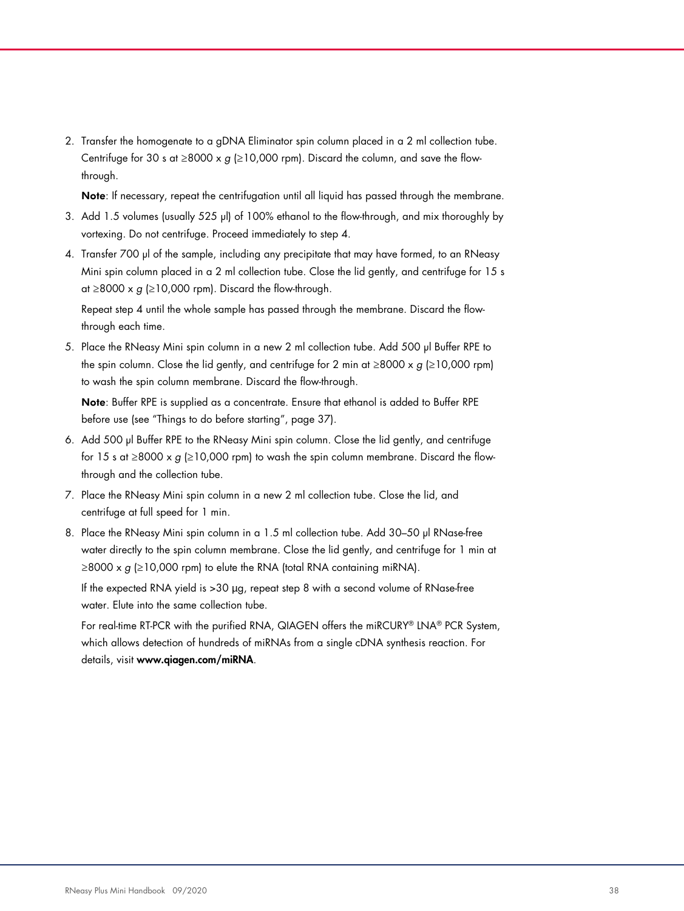2. Transfer the homogenate to a gDNA Eliminator spin column placed in a 2 ml collection tube. Centrifuge for 30 s at ≥8000 x *g* (≥10,000 rpm). Discard the column, and save the flow-through.

   **Note**: If necessary, repeat the centrifugation until all liquid has passed through the membrane.

3. Add 1.5 volumes (usually 525 µl) of 100% ethanol to the flow-through, and mix thoroughly by vortexing. Do not centrifuge. Proceed immediately to step 4.

4. Transfer 700 µl of the sample, including any precipitate that may have formed, to an RNeasy Mini spin column placed in a 2 ml collection tube. Close the lid gently, and centrifuge for 15 s at ≥8000 x *g* (≥10,000 rpm). Discard the flow-through.

   Repeat step 4 until the whole sample has passed through the membrane. Discard the flow-through each time.

5. Place the RNeasy Mini spin column in a new 2 ml collection tube. Add 500 µl Buffer RPE to the spin column. Close the lid gently, and centrifuge for 2 min at ≥8000 x *g* (≥10,000 rpm) to wash the spin column membrane. Discard the flow-through.

   **Note**: Buffer RPE is supplied as a concentrate. Ensure that ethanol is added to Buffer RPE before use (see "Things to do before starting", page 37).

6. Add 500 µl Buffer RPE to the RNeasy Mini spin column. Close the lid gently, and centrifuge for 15 s at ≥8000 x *g* (≥10,000 rpm) to wash the spin column membrane. Discard the flow-through and the collection tube.

7. Place the RNeasy Mini spin column in a new 2 ml collection tube. Close the lid, and centrifuge at full speed for 1 min.

8. Place the RNeasy Mini spin column in a 1.5 ml collection tube. Add 30–50 µl RNase-free water directly to the spin column membrane. Close the lid gently, and centrifuge for 1 min at ≥8000 x *g* (≥10,000 rpm) to elute the RNA (total RNA containing miRNA).

   If the expected RNA yield is >30 µg, repeat step 8 with a second volume of RNase-free water. Elute into the same collection tube.

   For real-time RT-PCR with the purified RNA, QIAGEN offers the miRCURY® LNA® PCR System, which allows detection of hundreds of miRNAs from a single cDNA synthesis reaction. For details, visit **www.qiagen.com/miRNA**.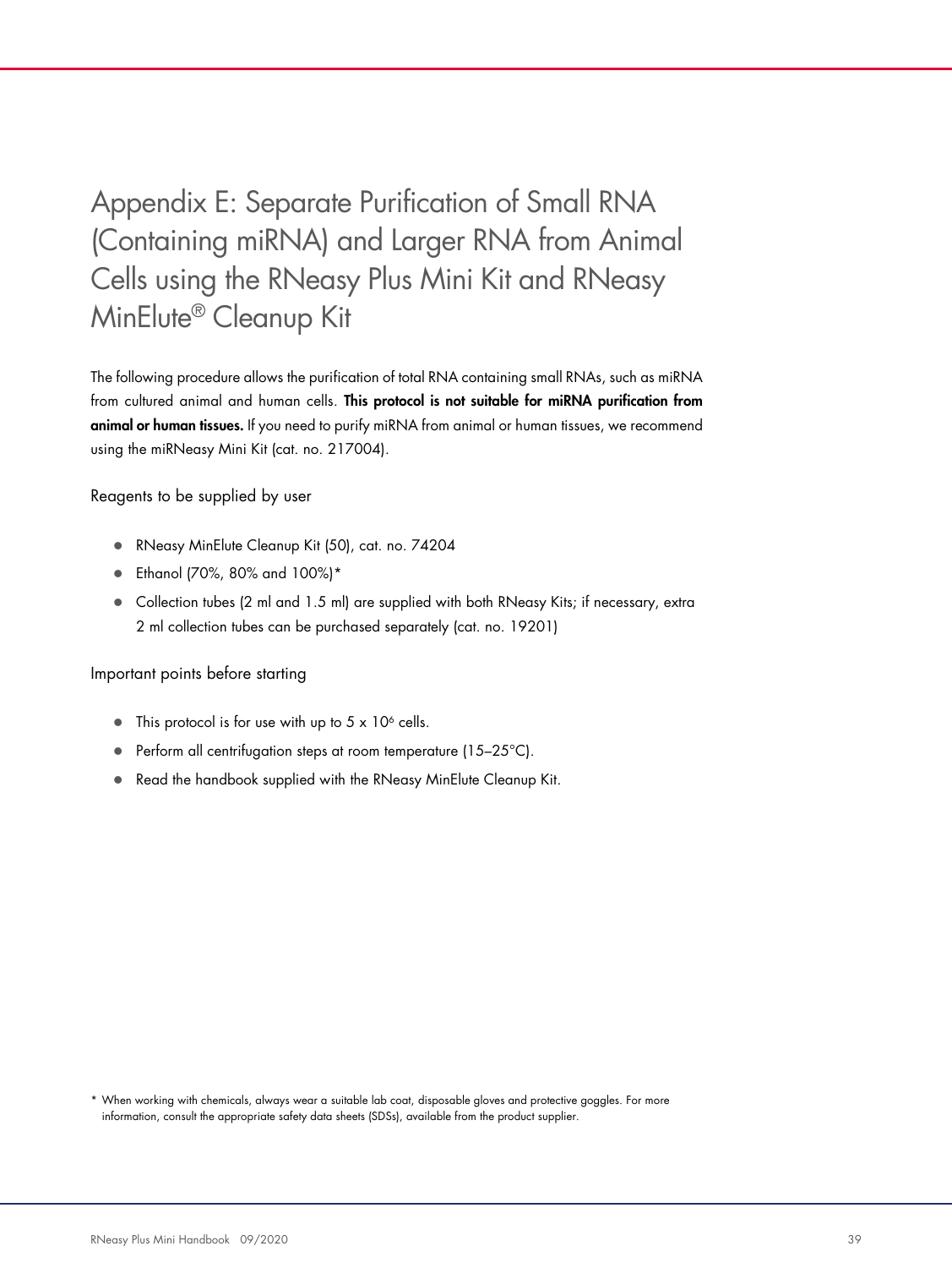# Appendix E: Separate Purification of Small RNA (Containing miRNA) and Larger RNA from Animal Cells using the RNeasy Plus Mini Kit and RNeasy MinElute® Cleanup Kit

The following procedure allows the purification of total RNA containing small RNAs, such as miRNA from cultured animal and human cells. **This protocol is not suitable for miRNA purification from animal or human tissues.** If you need to purify miRNA from animal or human tissues, we recommend using the miRNeasy Mini Kit (cat. no. 217004).

## Reagents to be supplied by user

- RNeasy MinElute Cleanup Kit (50), cat. no. 74204
- Ethanol (70%, 80% and 100%)*
- Collection tubes (2 ml and 1.5 ml) are supplied with both RNeasy Kits; if necessary, extra 2 ml collection tubes can be purchased separately (cat. no. 19201)

## Important points before starting

- This protocol is for use with up to $5 \times 10^6$ cells.
- Perform all centrifugation steps at room temperature (15–25°C).
- Read the handbook supplied with the RNeasy MinElute Cleanup Kit.

\* When working with chemicals, always wear a suitable lab coat, disposable gloves and protective goggles. For more information, consult the appropriate safety data sheets (SDSs), available from the product supplier.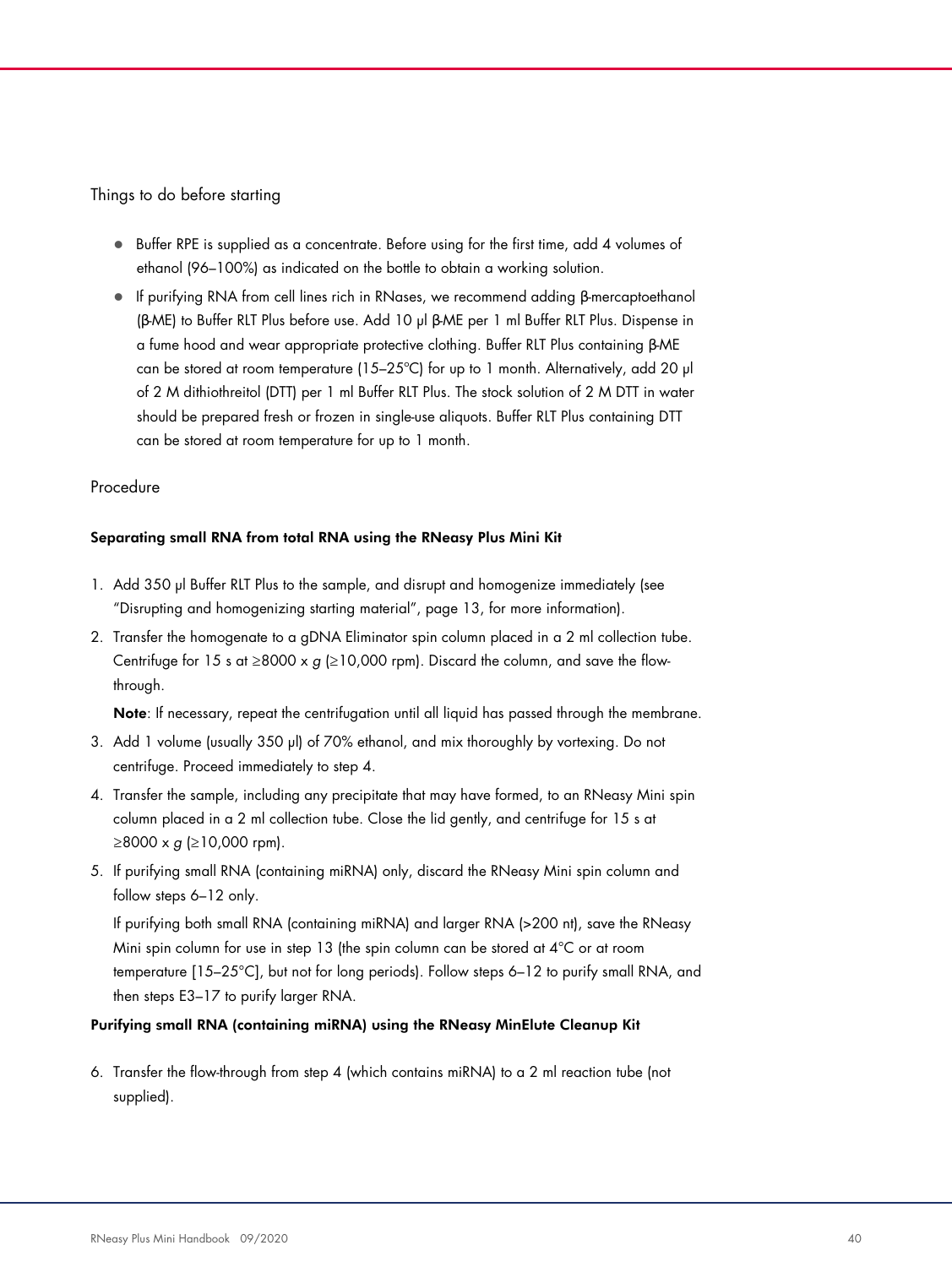Things to do before starting

- Buffer RPE is supplied as a concentrate. Before using for the first time, add 4 volumes of ethanol (96–100%) as indicated on the bottle to obtain a working solution.
- If purifying RNA from cell lines rich in RNases, we recommend adding β-mercaptoethanol (β-ME) to Buffer RLT Plus before use. Add 10 µl β-ME per 1 ml Buffer RLT Plus. Dispense in a fume hood and wear appropriate protective clothing. Buffer RLT Plus containing β-ME can be stored at room temperature (15–25°C) for up to 1 month. Alternatively, add 20 µl of 2 M dithiothreitol (DTT) per 1 ml Buffer RLT Plus. The stock solution of 2 M DTT in water should be prepared fresh or frozen in single-use aliquots. Buffer RLT Plus containing DTT can be stored at room temperature for up to 1 month.

Procedure

**Separating small RNA from total RNA using the RNeasy Plus Mini Kit**

1. Add 350 µl Buffer RLT Plus to the sample, and disrupt and homogenize immediately (see "Disrupting and homogenizing starting material", page 13, for more information).
2. Transfer the homogenate to a gDNA Eliminator spin column placed in a 2 ml collection tube. Centrifuge for 15 s at ≥8000 x *g* (≥10,000 rpm). Discard the column, and save the flow-through.

   **Note**: If necessary, repeat the centrifugation until all liquid has passed through the membrane.
3. Add 1 volume (usually 350 µl) of 70% ethanol, and mix thoroughly by vortexing. Do not centrifuge. Proceed immediately to step 4.
4. Transfer the sample, including any precipitate that may have formed, to an RNeasy Mini spin column placed in a 2 ml collection tube. Close the lid gently, and centrifuge for 15 s at ≥8000 x *g* (≥10,000 rpm).
5. If purifying small RNA (containing miRNA) only, discard the RNeasy Mini spin column and follow steps 6–12 only.

   If purifying both small RNA (containing miRNA) and larger RNA (>200 nt), save the RNeasy Mini spin column for use in step 13 (the spin column can be stored at 4°C or at room temperature [15–25°C], but not for long periods). Follow steps 6–12 to purify small RNA, and then steps E3–17 to purify larger RNA.

**Purifying small RNA (containing miRNA) using the RNeasy MinElute Cleanup Kit**

6. Transfer the flow-through from step 4 (which contains miRNA) to a 2 ml reaction tube (not supplied).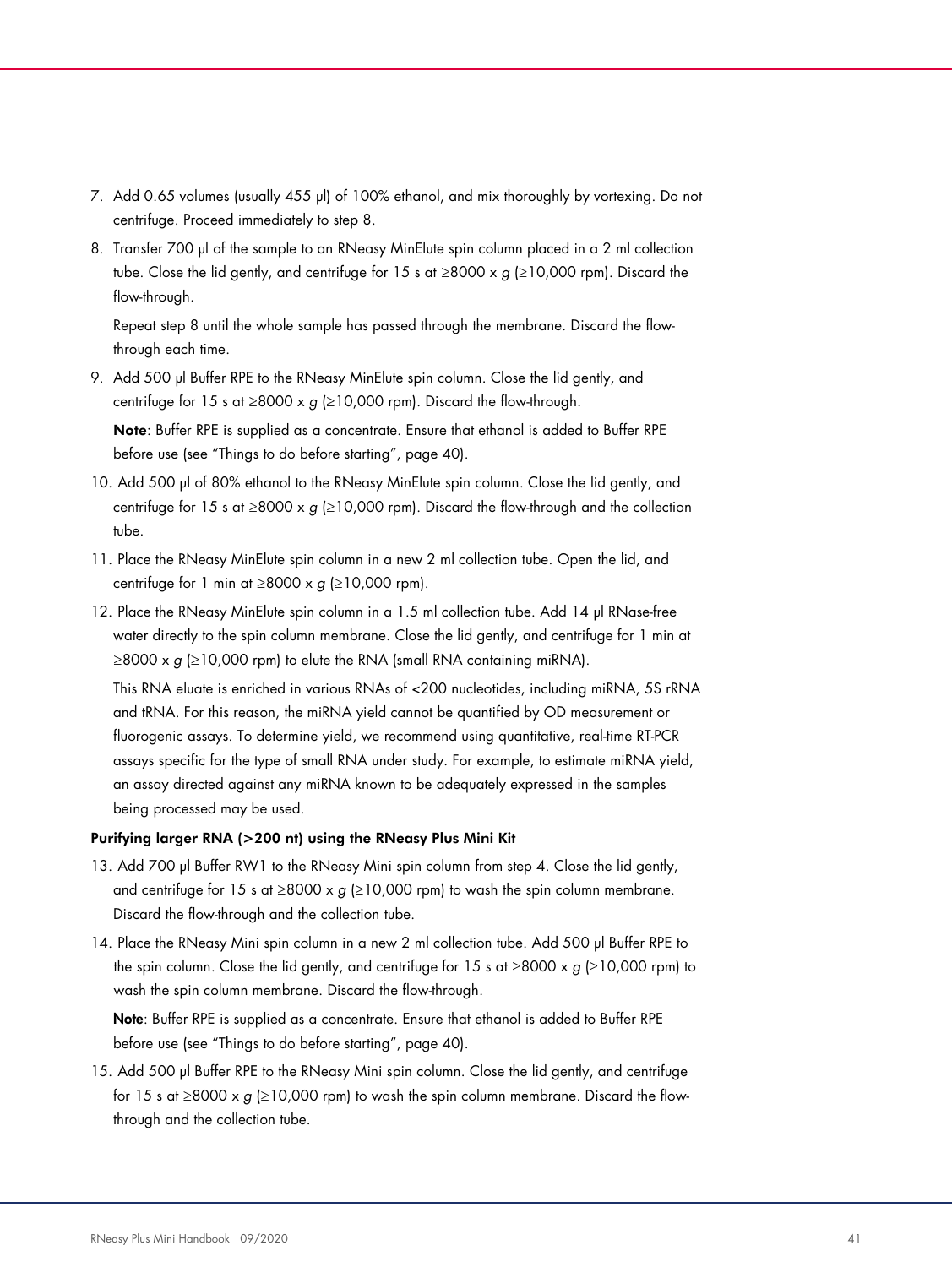7. Add 0.65 volumes (usually 455 µl) of 100% ethanol, and mix thoroughly by vortexing. Do not centrifuge. Proceed immediately to step 8.
8. Transfer 700 µl of the sample to an RNeasy MinElute spin column placed in a 2 ml collection tube. Close the lid gently, and centrifuge for 15 s at ≥8000 x *g* (≥10,000 rpm). Discard the flow-through.

   Repeat step 8 until the whole sample has passed through the membrane. Discard the flow-through each time.
9. Add 500 µl Buffer RPE to the RNeasy MinElute spin column. Close the lid gently, and centrifuge for 15 s at ≥8000 x *g* (≥10,000 rpm). Discard the flow-through.

   **Note**: Buffer RPE is supplied as a concentrate. Ensure that ethanol is added to Buffer RPE before use (see "Things to do before starting", page 40).
10. Add 500 µl of 80% ethanol to the RNeasy MinElute spin column. Close the lid gently, and centrifuge for 15 s at ≥8000 x *g* (≥10,000 rpm). Discard the flow-through and the collection tube.
11. Place the RNeasy MinElute spin column in a new 2 ml collection tube. Open the lid, and centrifuge for 1 min at ≥8000 x *g* (≥10,000 rpm).
12. Place the RNeasy MinElute spin column in a 1.5 ml collection tube. Add 14 µl RNase-free water directly to the spin column membrane. Close the lid gently, and centrifuge for 1 min at ≥8000 x *g* (≥10,000 rpm) to elute the RNA (small RNA containing miRNA).

    This RNA eluate is enriched in various RNAs of <200 nucleotides, including miRNA, 5S rRNA and tRNA. For this reason, the miRNA yield cannot be quantified by OD measurement or fluorogenic assays. To determine yield, we recommend using quantitative, real-time RT-PCR assays specific for the type of small RNA under study. For example, to estimate miRNA yield, an assay directed against any miRNA known to be adequately expressed in the samples being processed may be used.

**Purifying larger RNA (>200 nt) using the RNeasy Plus Mini Kit**

13. Add 700 µl Buffer RW1 to the RNeasy Mini spin column from step 4. Close the lid gently, and centrifuge for 15 s at ≥8000 x *g* (≥10,000 rpm) to wash the spin column membrane. Discard the flow-through and the collection tube.
14. Place the RNeasy Mini spin column in a new 2 ml collection tube. Add 500 µl Buffer RPE to the spin column. Close the lid gently, and centrifuge for 15 s at ≥8000 x *g* (≥10,000 rpm) to wash the spin column membrane. Discard the flow-through.

    **Note**: Buffer RPE is supplied as a concentrate. Ensure that ethanol is added to Buffer RPE before use (see "Things to do before starting", page 40).
15. Add 500 µl Buffer RPE to the RNeasy Mini spin column. Close the lid gently, and centrifuge for 15 s at ≥8000 x *g* (≥10,000 rpm) to wash the spin column membrane. Discard the flow-through and the collection tube.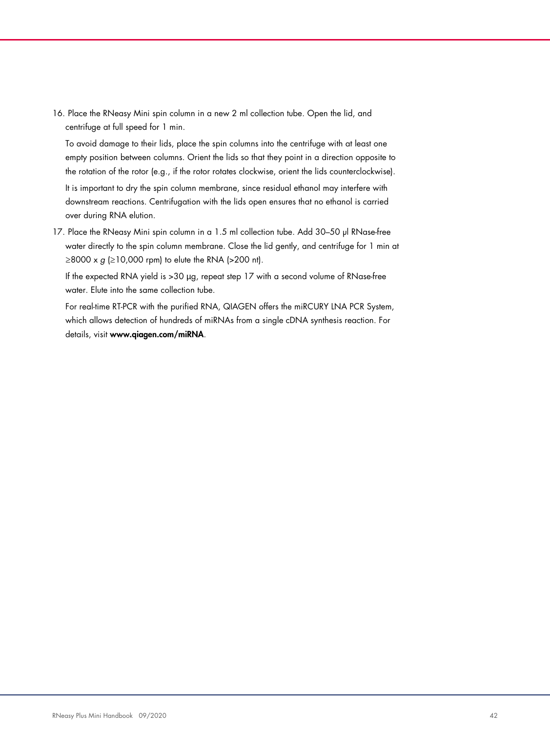16. Place the RNeasy Mini spin column in a new 2 ml collection tube. Open the lid, and centrifuge at full speed for 1 min.

    To avoid damage to their lids, place the spin columns into the centrifuge with at least one empty position between columns. Orient the lids so that they point in a direction opposite to the rotation of the rotor (e.g., if the rotor rotates clockwise, orient the lids counterclockwise).

    It is important to dry the spin column membrane, since residual ethanol may interfere with downstream reactions. Centrifugation with the lids open ensures that no ethanol is carried over during RNA elution.

17. Place the RNeasy Mini spin column in a 1.5 ml collection tube. Add 30–50 µl RNase-free water directly to the spin column membrane. Close the lid gently, and centrifuge for 1 min at ≥8000 x *g* (≥10,000 rpm) to elute the RNA (>200 nt).

    If the expected RNA yield is >30 µg, repeat step 17 with a second volume of RNase-free water. Elute into the same collection tube.

    For real-time RT-PCR with the purified RNA, QIAGEN offers the miRCURY LNA PCR System, which allows detection of hundreds of miRNAs from a single cDNA synthesis reaction. For details, visit **www.qiagen.com/miRNA**.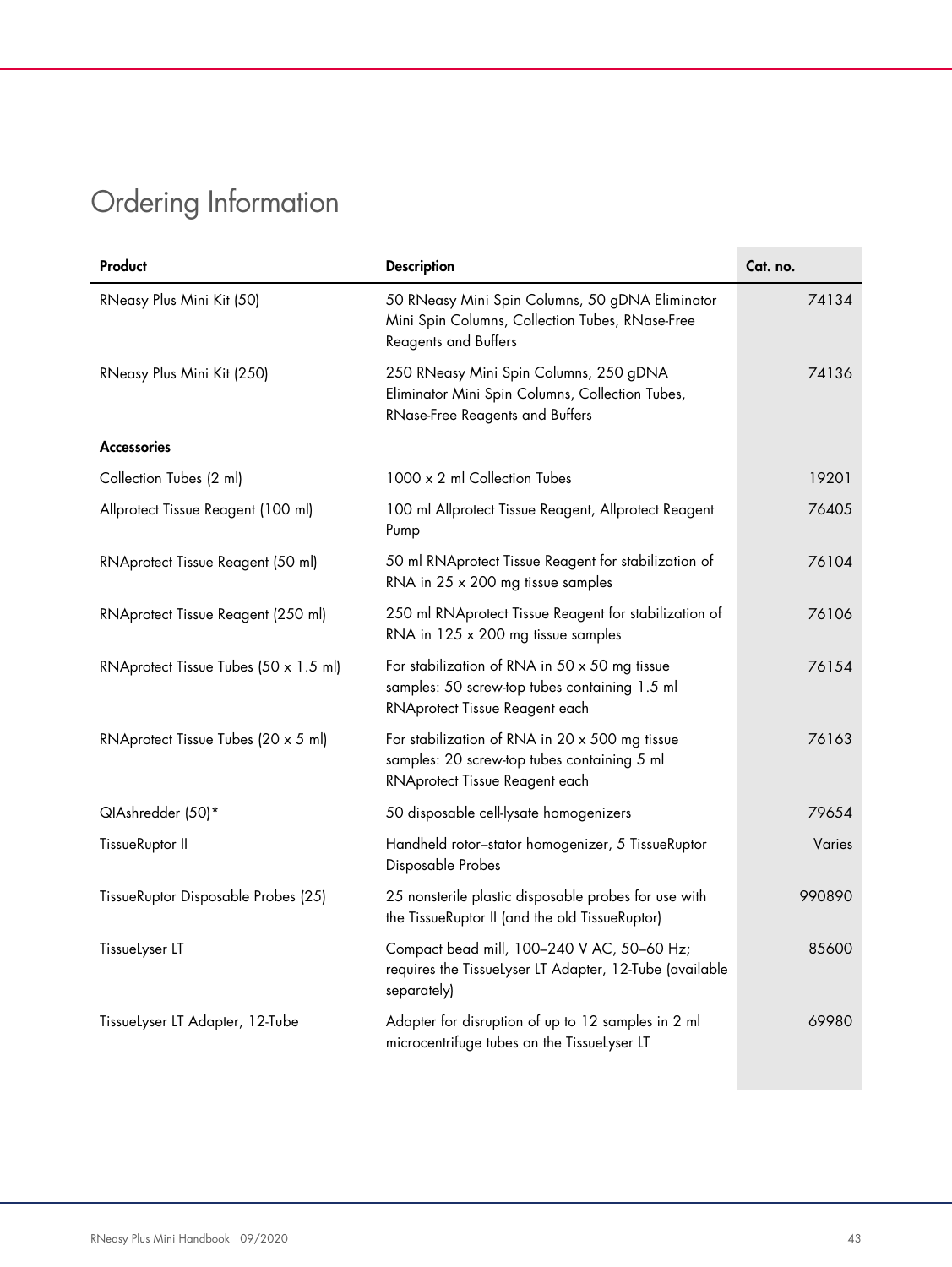# Ordering Information

| Product | Description | Cat. no. |
|---|---|---|
| RNeasy Plus Mini Kit (50) | 50 RNeasy Mini Spin Columns, 50 gDNA Eliminator Mini Spin Columns, Collection Tubes, RNase-Free Reagents and Buffers | 74134 |
| RNeasy Plus Mini Kit (250) | 250 RNeasy Mini Spin Columns, 250 gDNA Eliminator Mini Spin Columns, Collection Tubes, RNase-Free Reagents and Buffers | 74136 |
| **Accessories** | | |
| Collection Tubes (2 ml) | 1000 x 2 ml Collection Tubes | 19201 |
| Allprotect Tissue Reagent (100 ml) | 100 ml Allprotect Tissue Reagent, Allprotect Reagent Pump | 76405 |
| RNAprotect Tissue Reagent (50 ml) | 50 ml RNAprotect Tissue Reagent for stabilization of RNA in 25 x 200 mg tissue samples | 76104 |
| RNAprotect Tissue Reagent (250 ml) | 250 ml RNAprotect Tissue Reagent for stabilization of RNA in 125 x 200 mg tissue samples | 76106 |
| RNAprotect Tissue Tubes (50 x 1.5 ml) | For stabilization of RNA in 50 x 50 mg tissue samples: 50 screw-top tubes containing 1.5 ml RNAprotect Tissue Reagent each | 76154 |
| RNAprotect Tissue Tubes (20 x 5 ml) | For stabilization of RNA in 20 x 500 mg tissue samples: 20 screw-top tubes containing 5 ml RNAprotect Tissue Reagent each | 76163 |
| QIAshredder (50)* | 50 disposable cell-lysate homogenizers | 79654 |
| TissueRuptor II | Handheld rotor–stator homogenizer, 5 TissueRuptor Disposable Probes | Varies |
| TissueRuptor Disposable Probes (25) | 25 nonsterile plastic disposable probes for use with the TissueRuptor II (and the old TissueRuptor) | 990890 |
| TissueLyser LT | Compact bead mill, 100–240 V AC, 50–60 Hz; requires the TissueLyser LT Adapter, 12-Tube (available separately) | 85600 |
| TissueLyser LT Adapter, 12-Tube | Adapter for disruption of up to 12 samples in 2 ml microcentrifuge tubes on the TissueLyser LT | 69980 |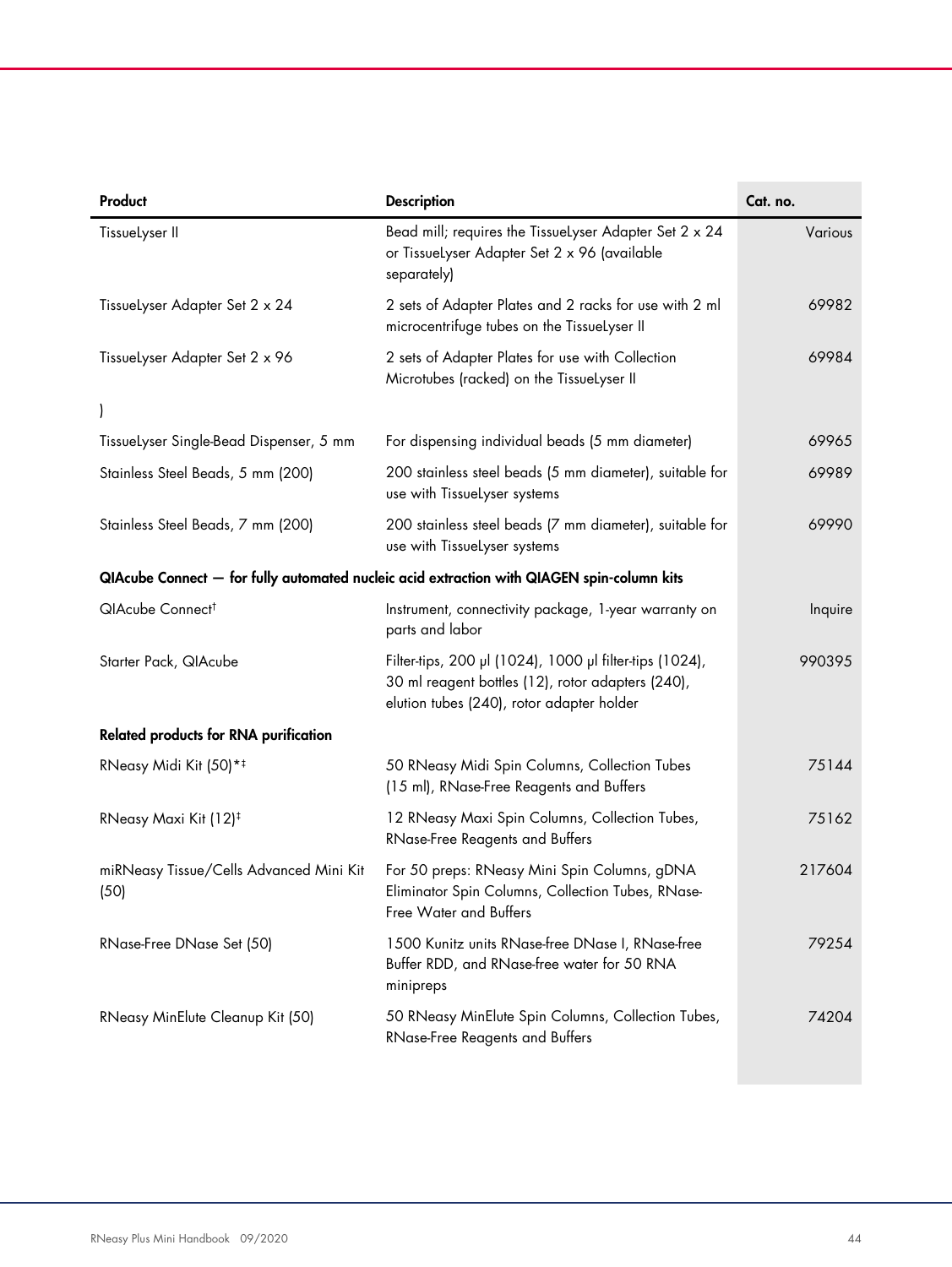| Product | Description | Cat. no. |
| --- | --- | --- |
| TissueLyser II | Bead mill; requires the TissueLyser Adapter Set 2 x 24 or TissueLyser Adapter Set 2 x 96 (available separately) | Various |
| TissueLyser Adapter Set 2 x 24 | 2 sets of Adapter Plates and 2 racks for use with 2 ml microcentrifuge tubes on the TissueLyser II | 69982 |
| TissueLyser Adapter Set 2 x 96 | 2 sets of Adapter Plates for use with Collection Microtubes (racked) on the TissueLyser II | 69984 |
| ) | | |
| TissueLyser Single-Bead Dispenser, 5 mm | For dispensing individual beads (5 mm diameter) | 69965 |
| Stainless Steel Beads, 5 mm (200) | 200 stainless steel beads (5 mm diameter), suitable for use with TissueLyser systems | 69989 |
| Stainless Steel Beads, 7 mm (200) | 200 stainless steel beads (7 mm diameter), suitable for use with TissueLyser systems | 69990 |
| **QIAcube Connect — for fully automated nucleic acid extraction with QIAGEN spin-column kits** | | |
| QIAcube Connect† | Instrument, connectivity package, 1-year warranty on parts and labor | Inquire |
| Starter Pack, QIAcube | Filter-tips, 200 µl (1024), 1000 µl filter-tips (1024), 30 ml reagent bottles (12), rotor adapters (240), elution tubes (240), rotor adapter holder | 990395 |
| **Related products for RNA purification** | | |
| RNeasy Midi Kit (50)*‡ | 50 RNeasy Midi Spin Columns, Collection Tubes (15 ml), RNase-Free Reagents and Buffers | 75144 |
| RNeasy Maxi Kit (12)‡ | 12 RNeasy Maxi Spin Columns, Collection Tubes, RNase-Free Reagents and Buffers | 75162 |
| miRNeasy Tissue/Cells Advanced Mini Kit (50) | For 50 preps: RNeasy Mini Spin Columns, gDNA Eliminator Spin Columns, Collection Tubes, RNase-Free Water and Buffers | 217604 |
| RNase-Free DNase Set (50) | 1500 Kunitz units RNase-free DNase I, RNase-free Buffer RDD, and RNase-free water for 50 RNA minipreps | 79254 |
| RNeasy MinElute Cleanup Kit (50) | 50 RNeasy MinElute Spin Columns, Collection Tubes, RNase-Free Reagents and Buffers | 74204 |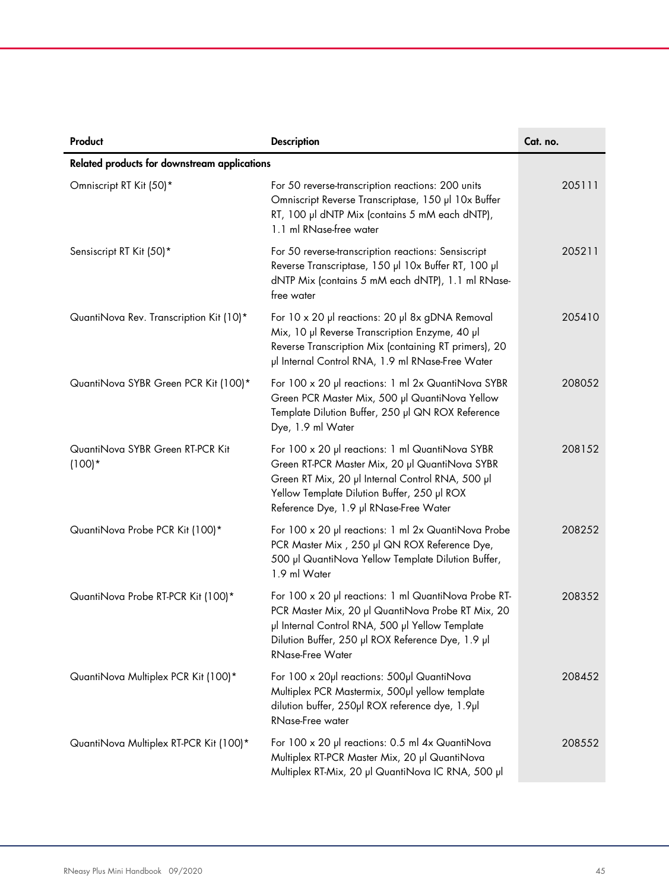| Product | Description | Cat. no. |
|---|---|---|
| **Related products for downstream applications** | | |
| Omniscript RT Kit (50)* | For 50 reverse-transcription reactions: 200 units Omniscript Reverse Transcriptase, 150 µl 10x Buffer RT, 100 µl dNTP Mix (contains 5 mM each dNTP), 1.1 ml RNase-free water | 205111 |
| Sensiscript RT Kit (50)* | For 50 reverse-transcription reactions: Sensiscript Reverse Transcriptase, 150 µl 10x Buffer RT, 100 µl dNTP Mix (contains 5 mM each dNTP), 1.1 ml RNase-free water | 205211 |
| QuantiNova Rev. Transcription Kit (10)* | For 10 x 20 µl reactions: 20 µl 8x gDNA Removal Mix, 10 µl Reverse Transcription Enzyme, 40 µl Reverse Transcription Mix (containing RT primers), 20 µl Internal Control RNA, 1.9 ml RNase-Free Water | 205410 |
| QuantiNova SYBR Green PCR Kit (100)* | For 100 x 20 µl reactions: 1 ml 2x QuantiNova SYBR Green PCR Master Mix, 500 µl QuantiNova Yellow Template Dilution Buffer, 250 µl QN ROX Reference Dye, 1.9 ml Water | 208052 |
| QuantiNova SYBR Green RT-PCR Kit (100)* | For 100 x 20 µl reactions: 1 ml QuantiNova SYBR Green RT-PCR Master Mix, 20 µl QuantiNova SYBR Green RT Mix, 20 µl Internal Control RNA, 500 µl Yellow Template Dilution Buffer, 250 µl ROX Reference Dye, 1.9 µl RNase-Free Water | 208152 |
| QuantiNova Probe PCR Kit (100)* | For 100 x 20 µl reactions: 1 ml 2x QuantiNova Probe PCR Master Mix , 250 µl QN ROX Reference Dye, 500 µl QuantiNova Yellow Template Dilution Buffer, 1.9 ml Water | 208252 |
| QuantiNova Probe RT-PCR Kit (100)* | For 100 x 20 µl reactions: 1 ml QuantiNova Probe RT-PCR Master Mix, 20 µl QuantiNova Probe RT Mix, 20 µl Internal Control RNA, 500 µl Yellow Template Dilution Buffer, 250 µl ROX Reference Dye, 1.9 µl RNase-Free Water | 208352 |
| QuantiNova Multiplex PCR Kit (100)* | For 100 x 20µl reactions: 500µl QuantiNova Multiplex PCR Mastermix, 500µl yellow template dilution buffer, 250µl ROX reference dye, 1.9µl RNase-Free water | 208452 |
| QuantiNova Multiplex RT-PCR Kit (100)* | For 100 x 20 µl reactions: 0.5 ml 4x QuantiNova Multiplex RT-PCR Master Mix, 20 µl QuantiNova Multiplex RT-Mix, 20 µl QuantiNova IC RNA, 500 µl | 208552 |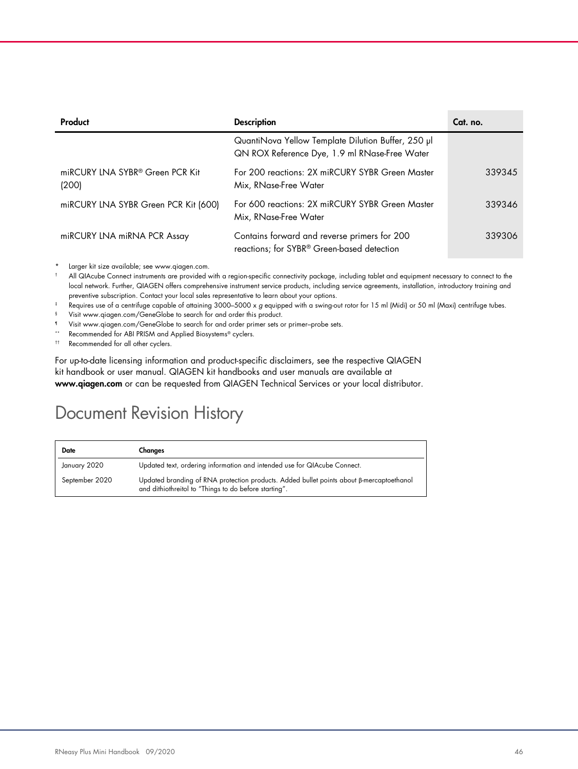| Product | Description | Cat. no. |
|---|---|---|
| | QuantiNova Yellow Template Dilution Buffer, 250 µl QN ROX Reference Dye, 1.9 ml RNase-Free Water | |
| miRCURY LNA SYBR® Green PCR Kit (200) | For 200 reactions: 2X miRCURY SYBR Green Master Mix, RNase-Free Water | 339345 |
| miRCURY LNA SYBR Green PCR Kit (600) | For 600 reactions: 2X miRCURY SYBR Green Master Mix, RNase-Free Water | 339346 |
| miRCURY LNA miRNA PCR Assay | Contains forward and reverse primers for 200 reactions; for SYBR® Green-based detection | 339306 |

\* Larger kit size available; see www.qiagen.com.

† All QIAcube Connect instruments are provided with a region-specific connectivity package, including tablet and equipment necessary to connect to the local network. Further, QIAGEN offers comprehensive instrument service products, including service agreements, installation, introductory training and preventive subscription. Contact your local sales representative to learn about your options.

‡ Requires use of a centrifuge capable of attaining 3000–5000 x *g* equipped with a swing-out rotor for 15 ml (Midi) or 50 ml (Maxi) centrifuge tubes.

§ Visit www.qiagen.com/GeneGlobe to search for and order this product.

¶ Visit www.qiagen.com/GeneGlobe to search for and order primer sets or primer–probe sets.

\*\* Recommended for ABI PRISM and Applied Biosystems® cyclers.

†† Recommended for all other cyclers.

For up-to-date licensing information and product-specific disclaimers, see the respective QIAGEN kit handbook or user manual. QIAGEN kit handbooks and user manuals are available at **www.qiagen.com** or can be requested from QIAGEN Technical Services or your local distributor.

# Document Revision History

| Date | Changes |
|---|---|
| January 2020 | Updated text, ordering information and intended use for QIAcube Connect. |
| September 2020 | Updated branding of RNA protection products. Added bullet points about β-mercaptoethanol and dithiothreitol to "Things to do before starting". |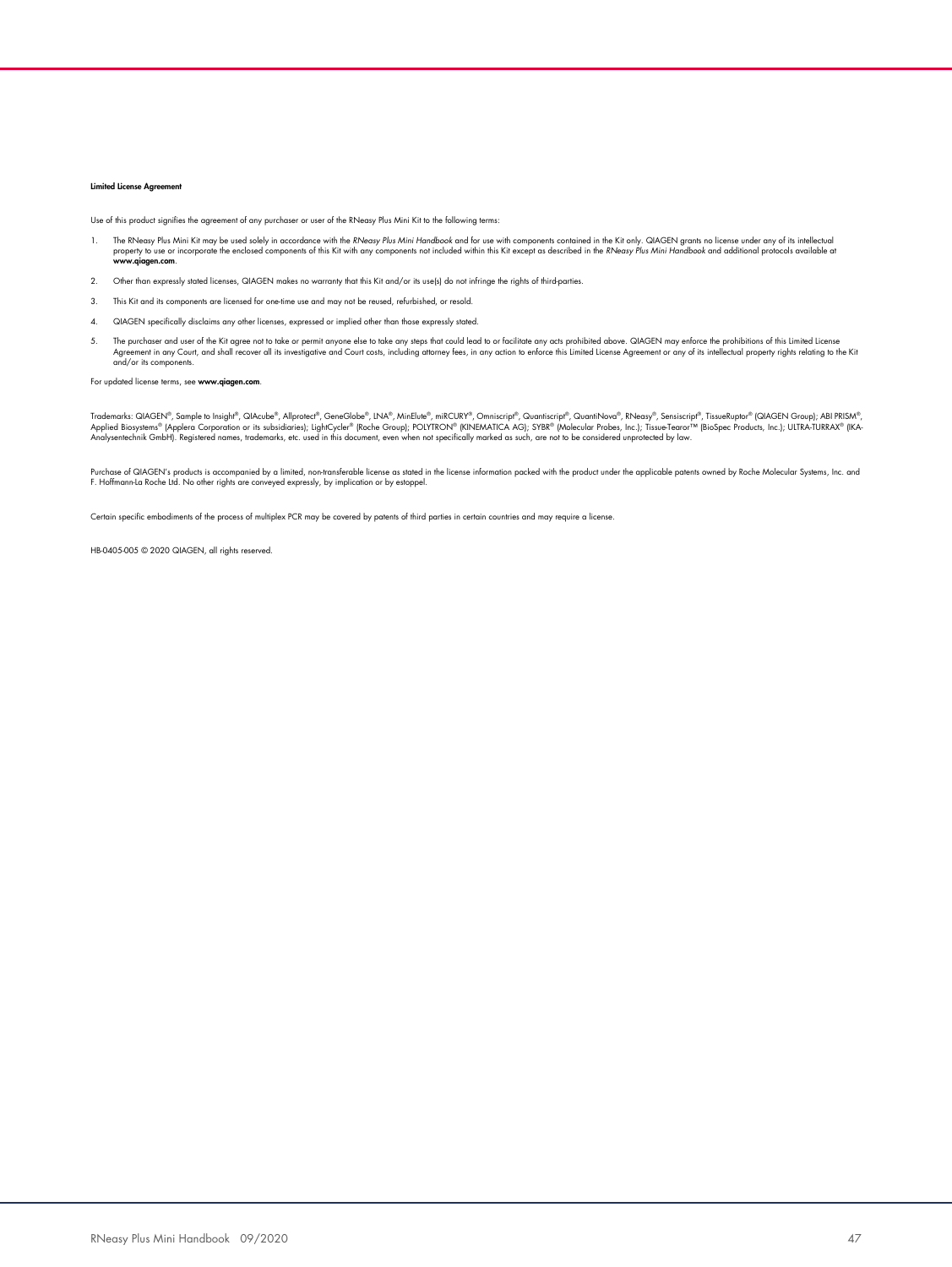**Limited License Agreement**

Use of this product signifies the agreement of any purchaser or user of the RNeasy Plus Mini Kit to the following terms:

1. The RNeasy Plus Mini Kit may be used solely in accordance with the *RNeasy Plus Mini Handbook* and for use with components contained in the Kit only. QIAGEN grants no license under any of its intellectual property to use or incorporate the enclosed components of this Kit with any components not included within this Kit except as described in the *RNeasy Plus Mini Handbook* and additional protocols available at **www.qiagen.com**.
2. Other than expressly stated licenses, QIAGEN makes no warranty that this Kit and/or its use(s) do not infringe the rights of third-parties.
3. This Kit and its components are licensed for one-time use and may not be reused, refurbished, or resold.
4. QIAGEN specifically disclaims any other licenses, expressed or implied other than those expressly stated.
5. The purchaser and user of the Kit agree not to take or permit anyone else to take any steps that could lead to or facilitate any acts prohibited above. QIAGEN may enforce the prohibitions of this Limited License Agreement in any Court, and shall recover all its investigative and Court costs, including attorney fees, in any action to enforce this Limited License Agreement or any of its intellectual property rights relating to the Kit and/or its components.

For updated license terms, see **www.qiagen.com**.

Trademarks: QIAGEN®, Sample to Insight®, QIAcube®, Allprotect®, GeneGlobe®, LNA®, MinElute®, miRCURY®, Omniscript®, Quantiscript®, QuantiNova®, RNeasy®, Sensiscript®, TissueRuptor® (QIAGEN Group); ABI PRISM®, Applied Biosystems® (Applera Corporation or its subsidiaries); LightCycler® (Roche Group); POLYTRON® (KINEMATICA AG); SYBR® (Molecular Probes, Inc.); Tissue-Tearor™ (BioSpec Products, Inc.); ULTRA-TURRAX® (IKA-Analysentechnik GmbH). Registered names, trademarks, etc. used in this document, even when not specifically marked as such, are not to be considered unprotected by law.

Purchase of QIAGEN's products is accompanied by a limited, non-transferable license as stated in the license information packed with the product under the applicable patents owned by Roche Molecular Systems, Inc. and F. Hoffmann-La Roche Ltd. No other rights are conveyed expressly, by implication or by estoppel.

Certain specific embodiments of the process of multiplex PCR may be covered by patents of third parties in certain countries and may require a license.

HB-0405-005 © 2020 QIAGEN, all rights reserved.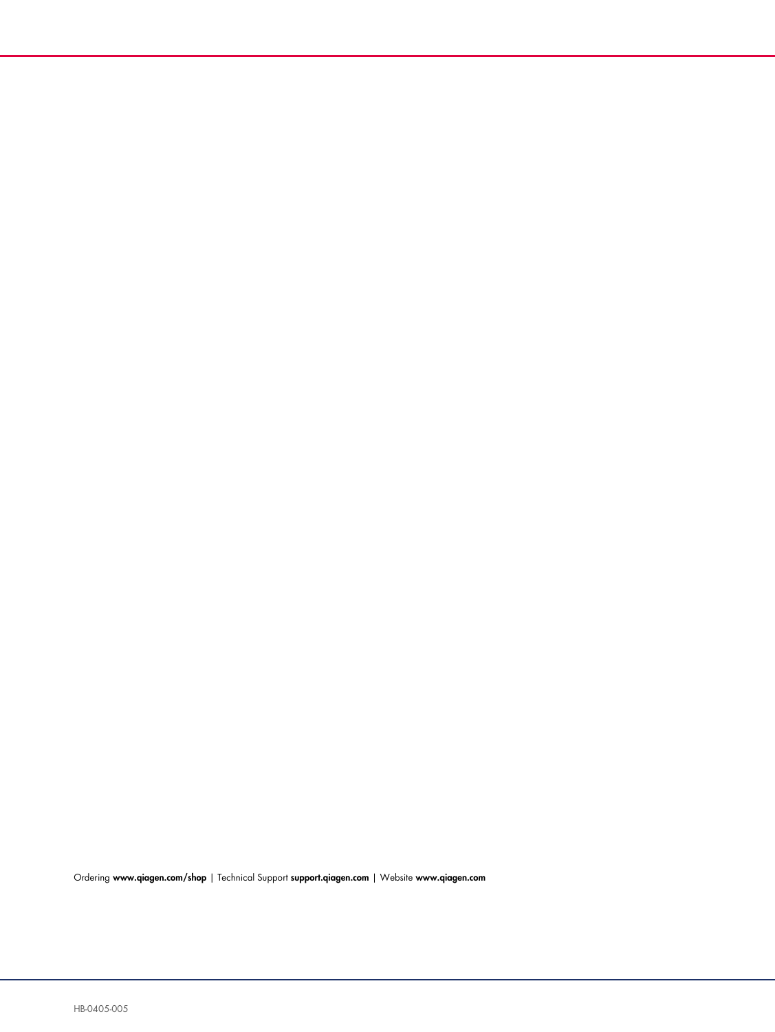Ordering **www.qiagen.com/shop** | Technical Support **support.qiagen.com** | Website **www.qiagen.com**

HB-0405-005